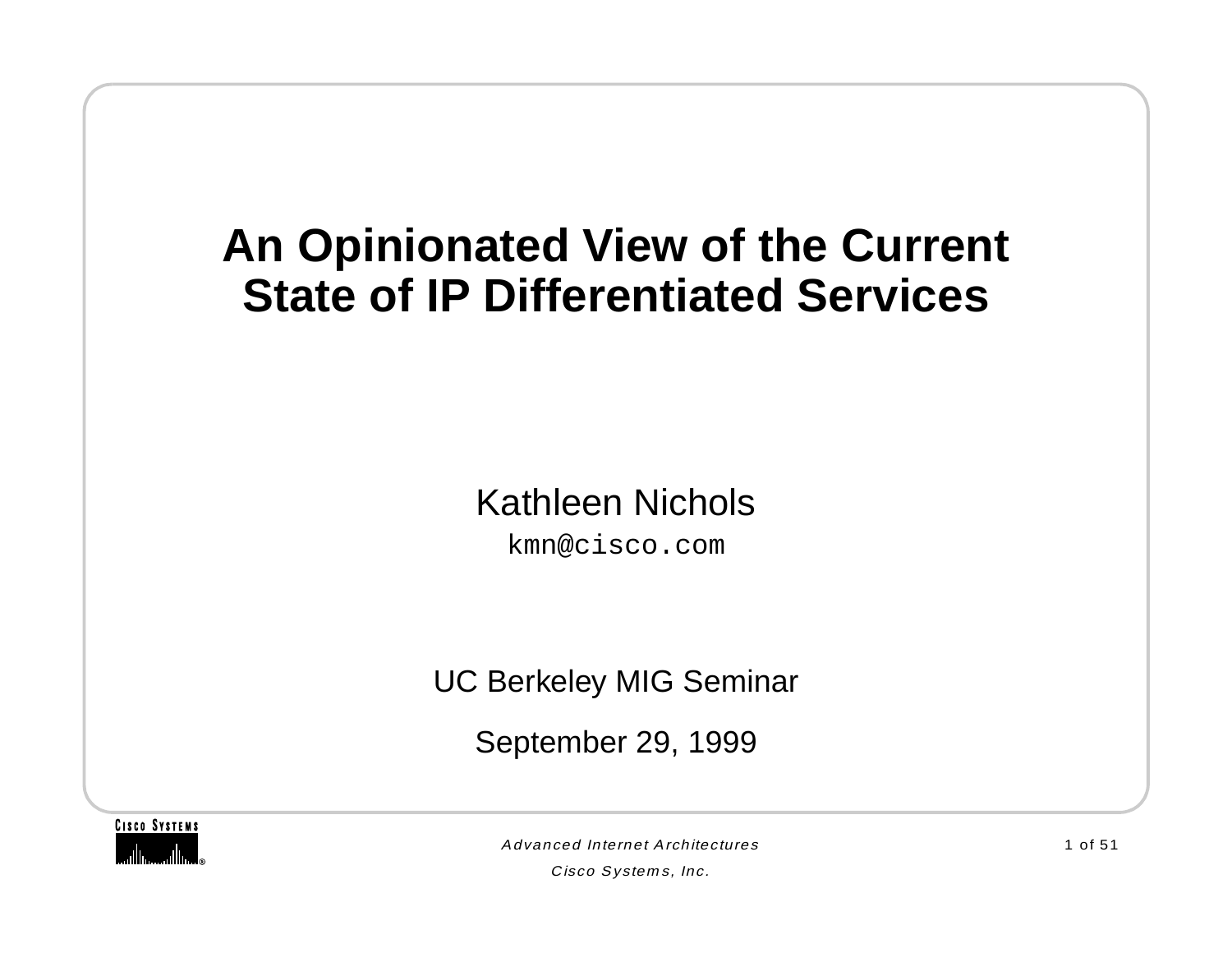# An Opinionated View of the Current State of IP Differentiated Services

Kathleen Nichols

kmn@cisco.com

UC Berkeley MIG Seminar

September 29, 1999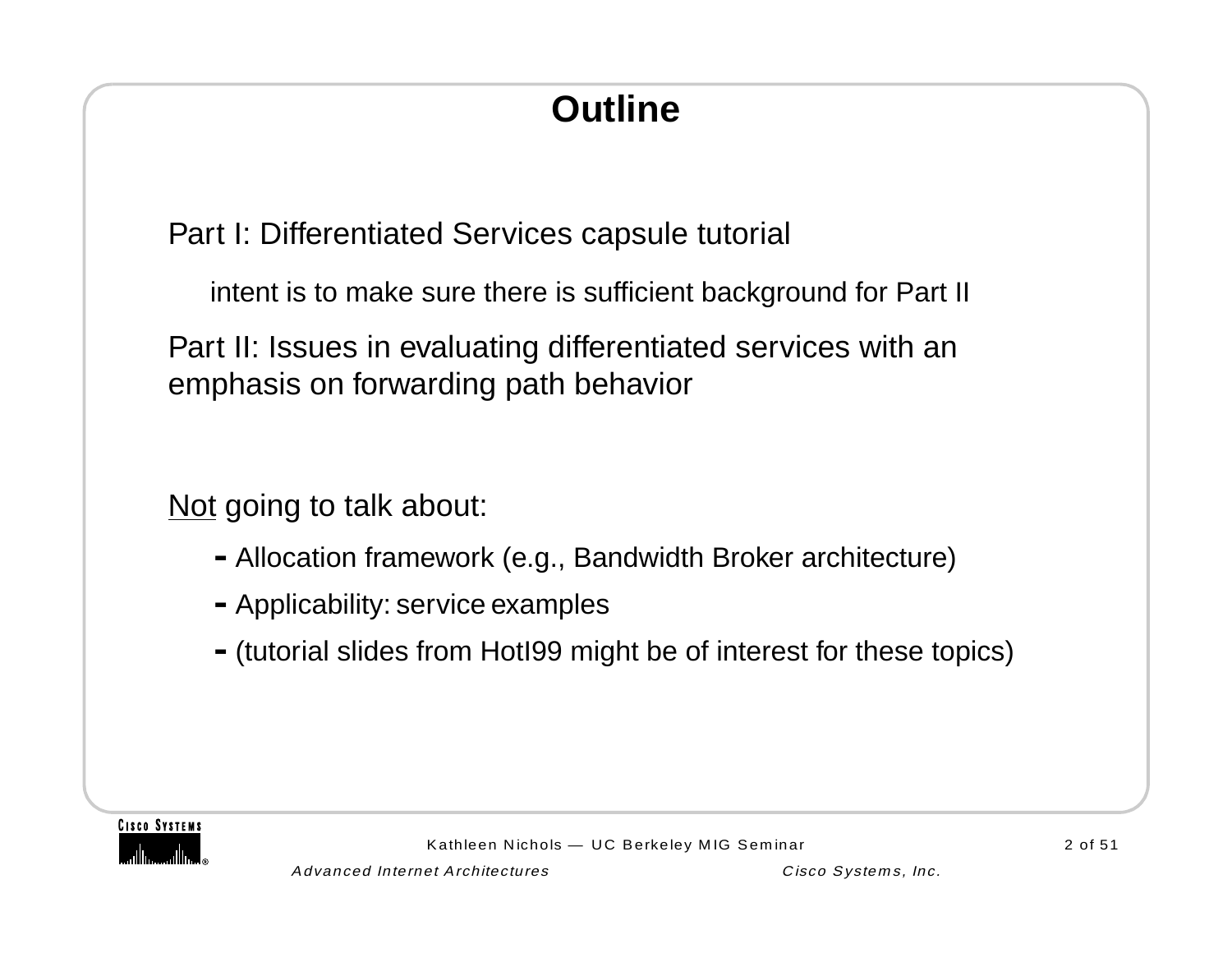# Outline

Part I: Differentiated Services capsule tutorial

intent is to make sure there is sufficient background for Part II

Part II: Issues in evaluating differentiated services with an emphasis on forwarding path behavior

Not going to talk about:

- Allocation framework (e.g., Bandwidth Broker architecture)
- Applicability: service examples
- (tutorial slides from HotI99 might be of interest for these topics)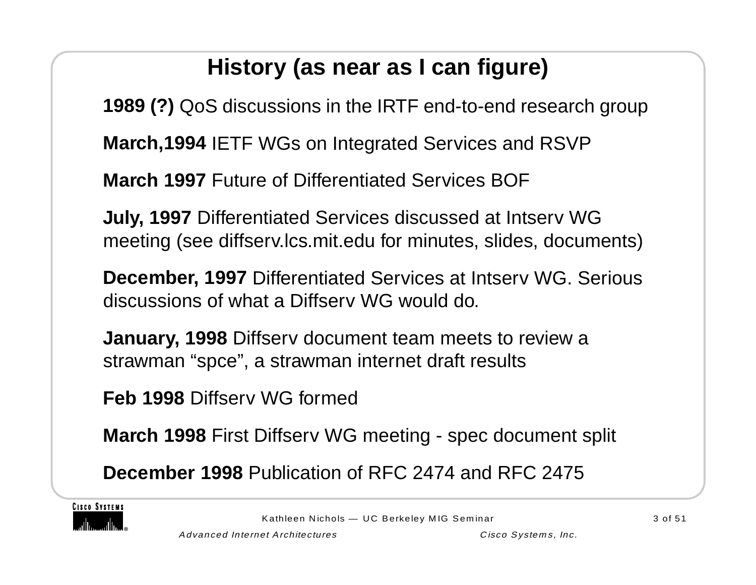# History (as near as I can figure)

**1989 (?)** QoS discussions in the IRTF end-to-end research group

**March,1994** IETF WGs on Integrated Services and RSVP

**March 1997** Future of Differentiated Services BOF

**July, 1997** Differentiated Services discussed at Intserv WG meeting (see diffserv.lcs.mit.edu for minutes, slides, documents)

**December, 1997** Differentiated Services at Intserv WG. Serious discussions of what a Diffserv WG would do.

**January, 1998** Diffserv document team meets to review a strawman “spce”, a strawman internet draft results

**Feb 1998** Diffserv WG formed

**March 1998** First Diffserv WG meeting - spec document split

**December 1998** Publication of RFC 2474 and RFC 2475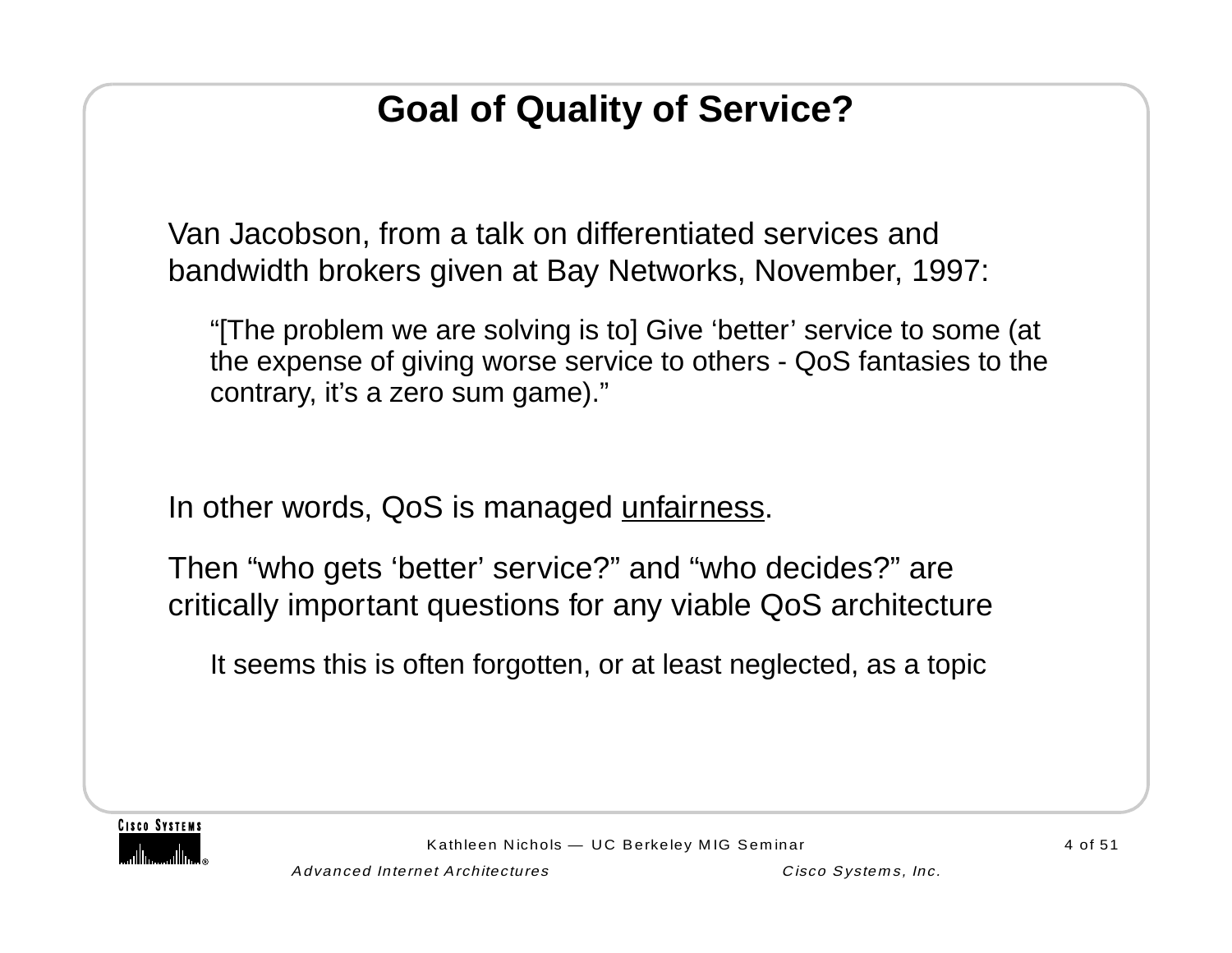# Goal of Quality of Service?

Van Jacobson, from a talk on differentiated services and bandwidth brokers given at Bay Networks, November, 1997:

> "[The problem we are solving is to] Give 'better' service to some (at the expense of giving worse service to others - QoS fantasies to the contrary, it's a zero sum game)."

In other words, QoS is managed <u>unfairness</u>.

Then "who gets 'better' service?" and "who decides?" are critically important questions for any viable QoS architecture

> It seems this is often forgotten, or at least neglected, as a topic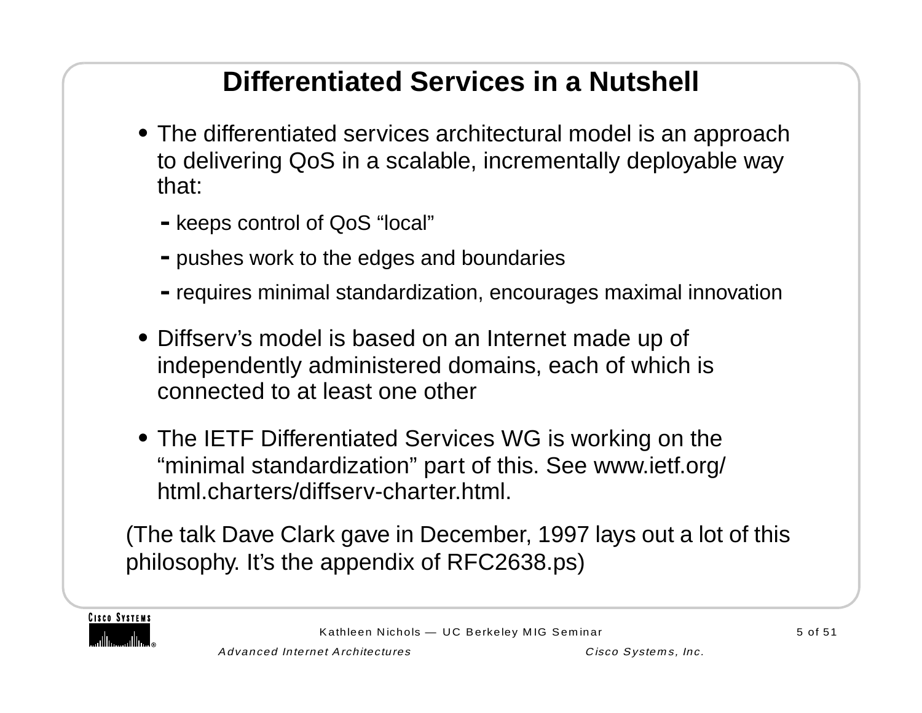# Differentiated Services in a Nutshell

- The differentiated services architectural model is an approach to delivering QoS in a scalable, incrementally deployable way that:
  - keeps control of QoS “local”
  - pushes work to the edges and boundaries
  - requires minimal standardization, encourages maximal innovation
- Diffserv’s model is based on an Internet made up of independently administered domains, each of which is connected to at least one other
- The IETF Differentiated Services WG is working on the “minimal standardization” part of this. See www.ietf.org/html.charters/diffserv-charter.html.

(The talk Dave Clark gave in December, 1997 lays out a lot of this philosophy. It’s the appendix of RFC2638.ps)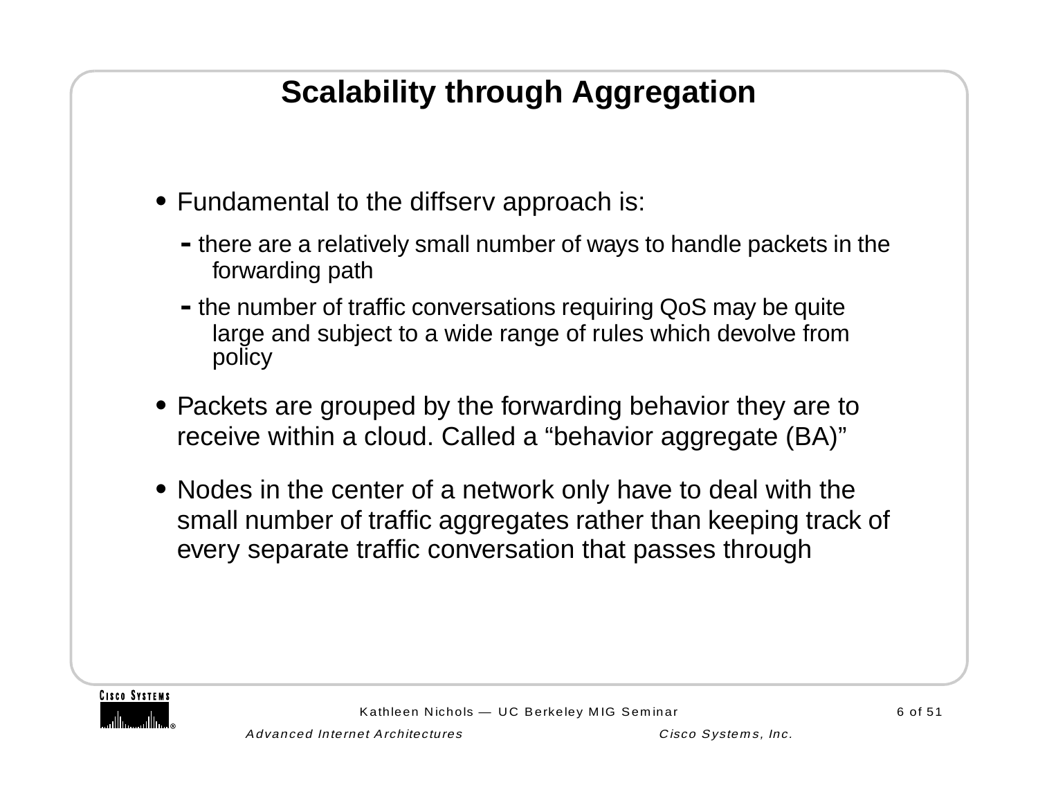# Scalability through Aggregation

- Fundamental to the diffserv approach is:
  - there are a relatively small number of ways to handle packets in the forwarding path
  - the number of traffic conversations requiring QoS may be quite large and subject to a wide range of rules which devolve from policy
- Packets are grouped by the forwarding behavior they are to receive within a cloud. Called a “behavior aggregate (BA)”
- Nodes in the center of a network only have to deal with the small number of traffic aggregates rather than keeping track of every separate traffic conversation that passes through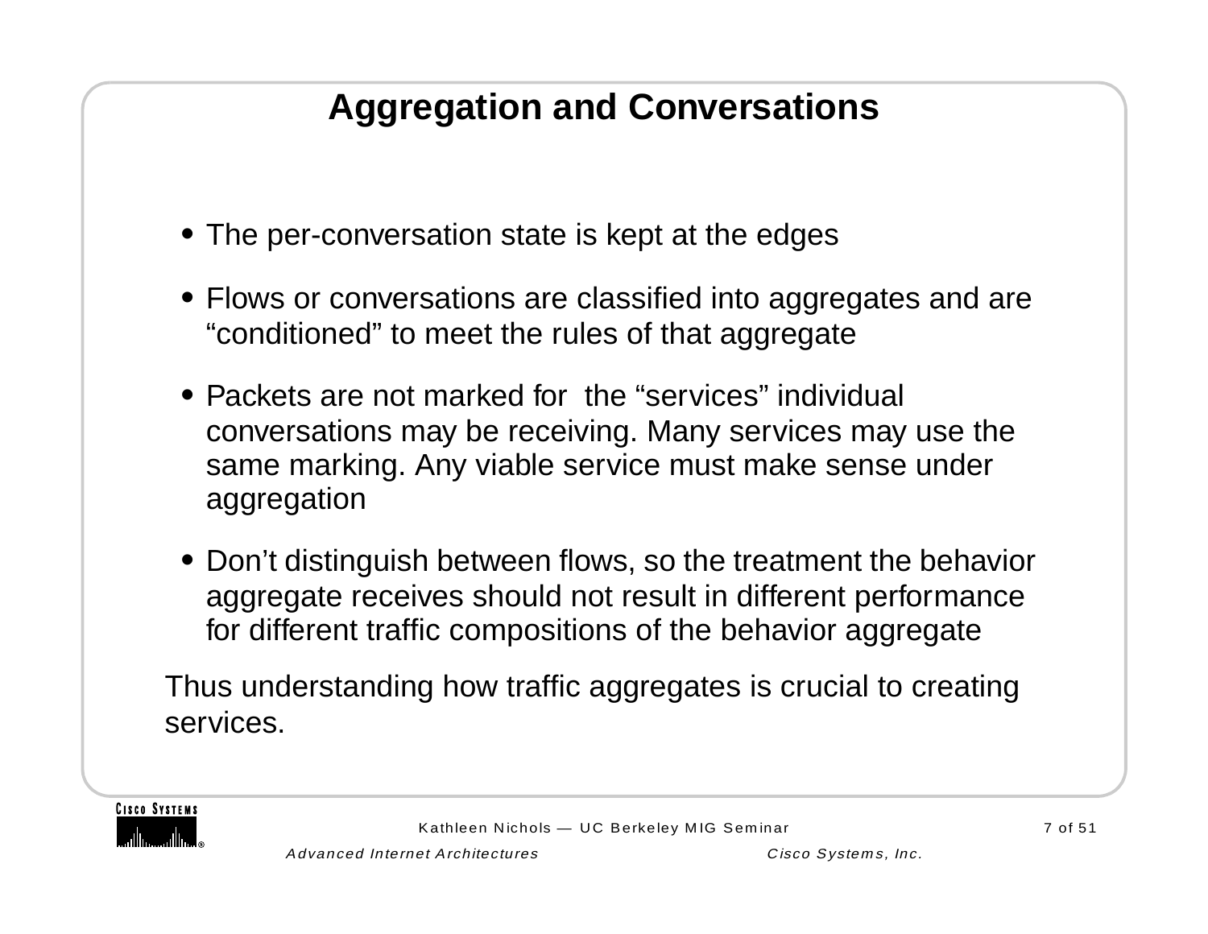# Aggregation and Conversations

- The per-conversation state is kept at the edges
- Flows or conversations are classified into aggregates and are “conditioned” to meet the rules of that aggregate
- Packets are not marked for  the “services” individual conversations may be receiving. Many services may use the same marking. Any viable service must make sense under aggregation
- Don’t distinguish between flows, so the treatment the behavior aggregate receives should not result in different performance for different traffic compositions of the behavior aggregate

Thus understanding how traffic aggregates is crucial to creating services.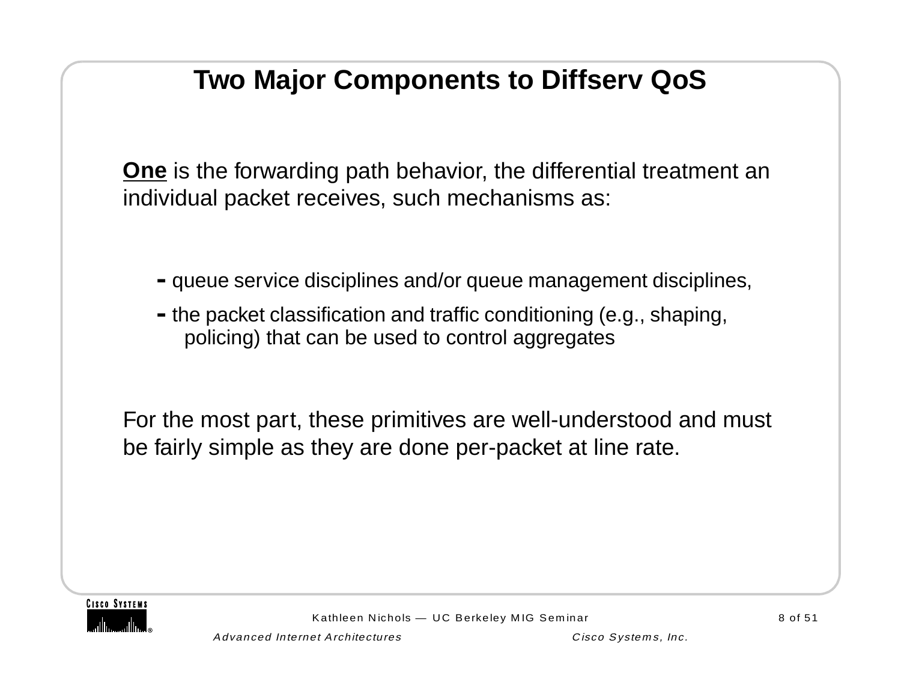# Two Major Components to Diffserv QoS

**<u>One</u>** is the forwarding path behavior, the differential treatment an individual packet receives, such mechanisms as:

- queue service disciplines and/or queue management disciplines,
- the packet classification and traffic conditioning (e.g., shaping, policing) that can be used to control aggregates

For the most part, these primitives are well-understood and must be fairly simple as they are done per-packet at line rate.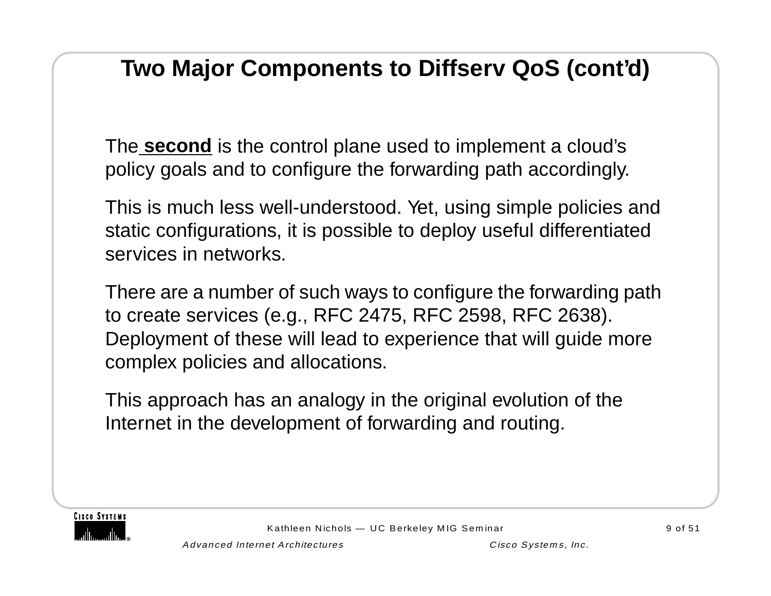# Two Major Components to Diffserv QoS (cont'd)

The **second** is the control plane used to implement a cloud's policy goals and to configure the forwarding path accordingly.

This is much less well-understood. Yet, using simple policies and static configurations, it is possible to deploy useful differentiated services in networks.

There are a number of such ways to configure the forwarding path to create services (e.g., RFC 2475, RFC 2598, RFC 2638). Deployment of these will lead to experience that will guide more complex policies and allocations.

This approach has an analogy in the original evolution of the Internet in the development of forwarding and routing.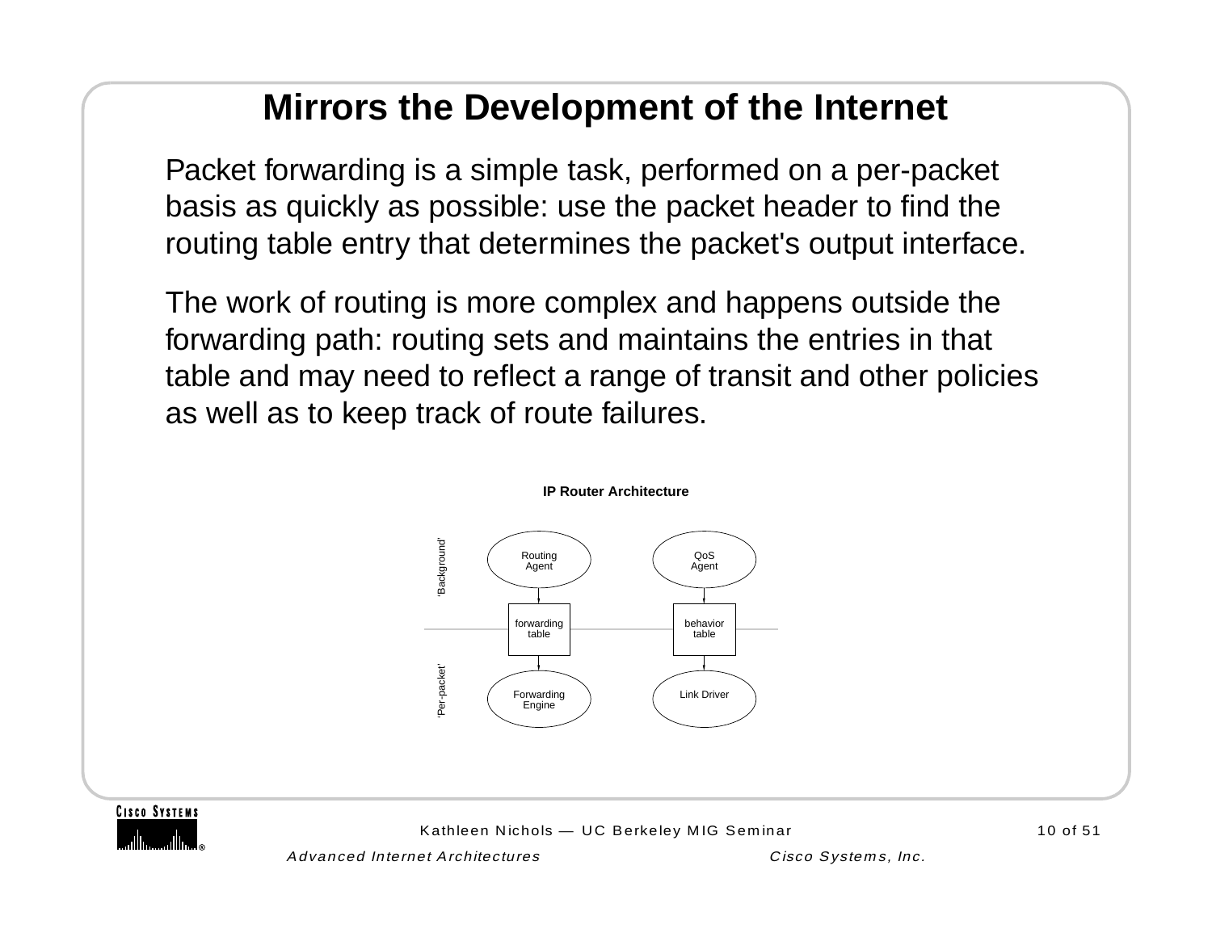# Mirrors the Development of the Internet

Packet forwarding is a simple task, performed on a per-packet basis as quickly as possible: use the packet header to find the routing table entry that determines the packet's output interface.

The work of routing is more complex and happens outside the forwarding path: routing sets and maintains the entries in that table and may need to reflect a range of transit and other policies as well as to keep track of route failures.

**IP Router Architecture**

'Background'

Routing Agent

QoS Agent

forwarding table

behavior table

'Per-packet'

Forwarding Engine

Link Driver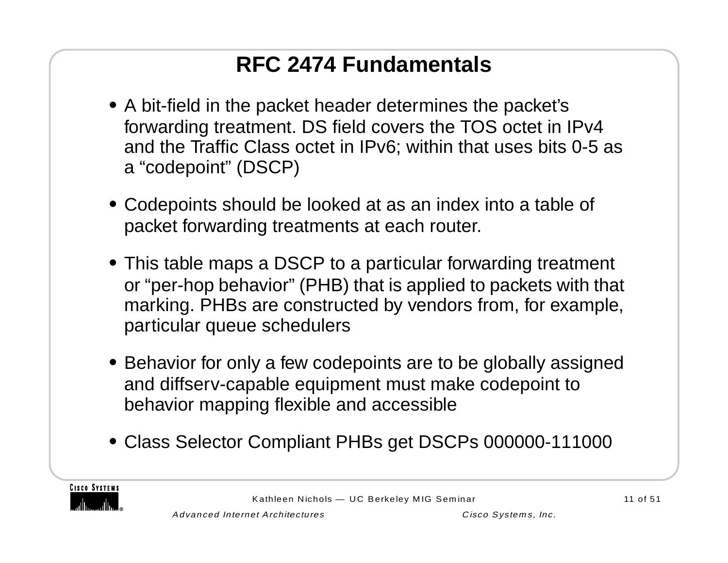# RFC 2474 Fundamentals

- A bit-field in the packet header determines the packet's forwarding treatment. DS field covers the TOS octet in IPv4 and the Traffic Class octet in IPv6; within that uses bits 0-5 as a "codepoint" (DSCP)
- Codepoints should be looked at as an index into a table of packet forwarding treatments at each router.
- This table maps a DSCP to a particular forwarding treatment or "per-hop behavior" (PHB) that is applied to packets with that marking. PHBs are constructed by vendors from, for example, particular queue schedulers
- Behavior for only a few codepoints are to be globally assigned and diffserv-capable equipment must make codepoint to behavior mapping flexible and accessible
- Class Selector Compliant PHBs get DSCPs 000000-111000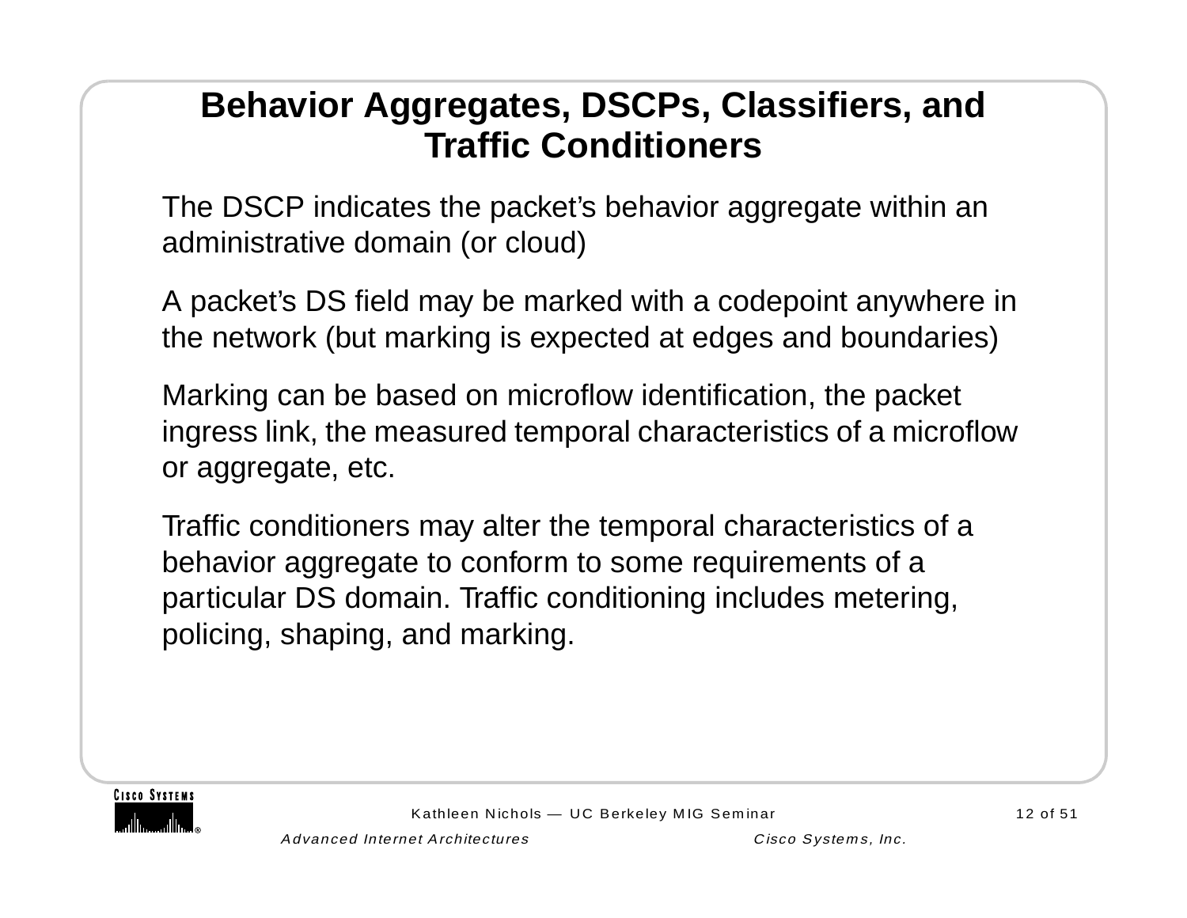# Behavior Aggregates, DSCPs, Classifiers, and Traffic Conditioners

The DSCP indicates the packet's behavior aggregate within an administrative domain (or cloud)

A packet's DS field may be marked with a codepoint anywhere in the network (but marking is expected at edges and boundaries)

Marking can be based on microflow identification, the packet ingress link, the measured temporal characteristics of a microflow or aggregate, etc.

Traffic conditioners may alter the temporal characteristics of a behavior aggregate to conform to some requirements of a particular DS domain. Traffic conditioning includes metering, policing, shaping, and marking.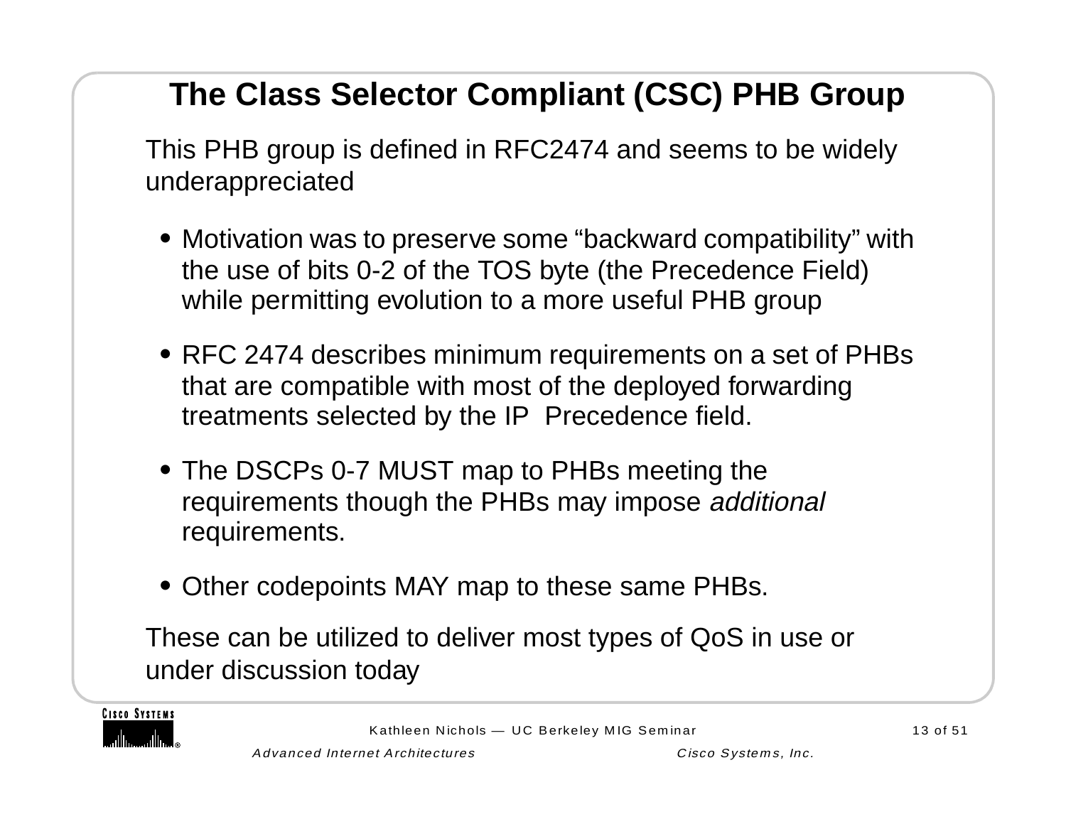# The Class Selector Compliant (CSC) PHB Group

This PHB group is defined in RFC2474 and seems to be widely underappreciated

- Motivation was to preserve some “backward compatibility” with the use of bits 0-2 of the TOS byte (the Precedence Field) while permitting evolution to a more useful PHB group
- RFC 2474 describes minimum requirements on a set of PHBs that are compatible with most of the deployed forwarding treatments selected by the IP Precedence field.
- The DSCPs 0-7 MUST map to PHBs meeting the requirements though the PHBs may impose *additional* requirements.
- Other codepoints MAY map to these same PHBs.

These can be utilized to deliver most types of QoS in use or under discussion today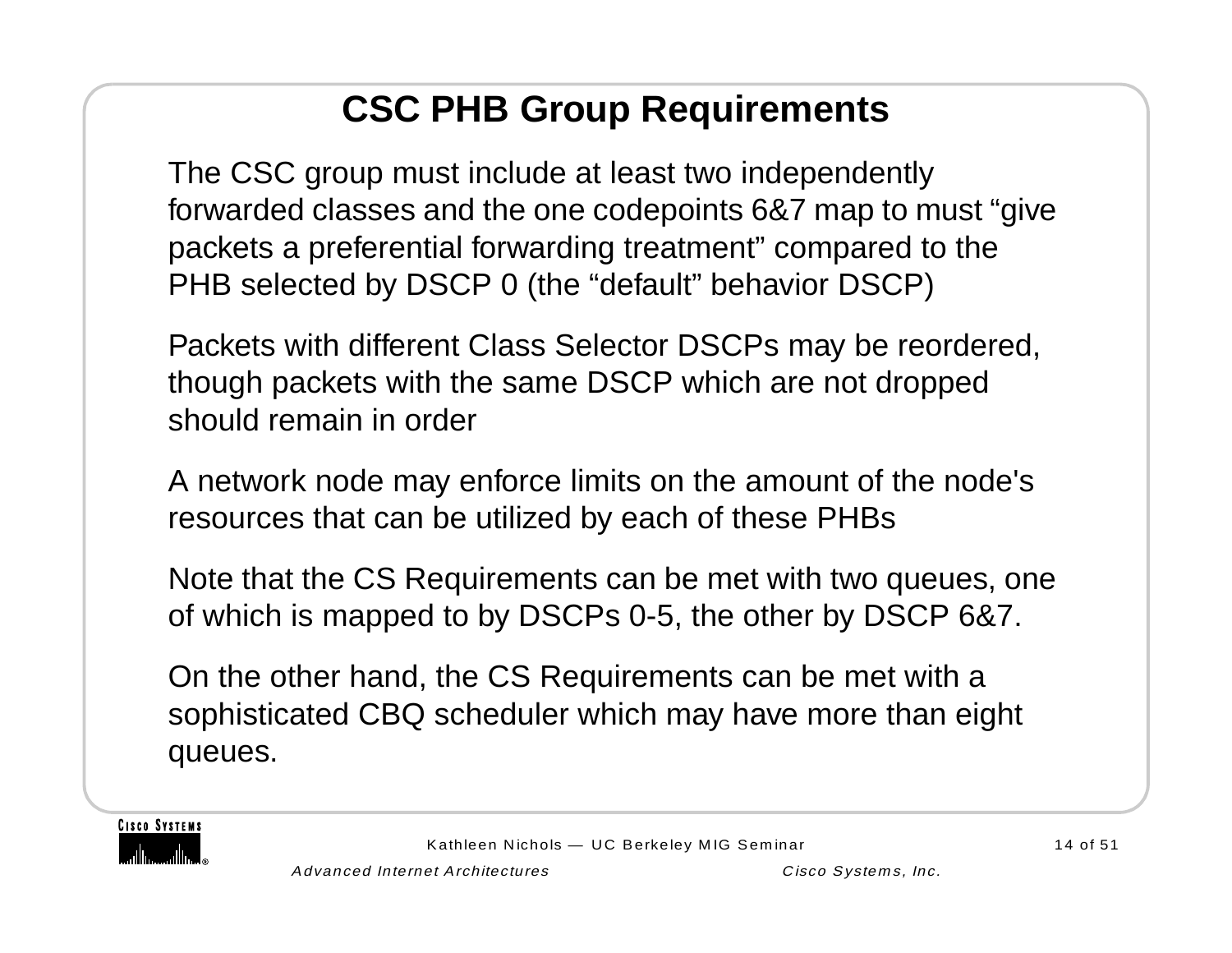# CSC PHB Group Requirements

The CSC group must include at least two independently forwarded classes and the one codepoints 6&7 map to must “give packets a preferential forwarding treatment” compared to the PHB selected by DSCP 0 (the “default” behavior DSCP)

Packets with different Class Selector DSCPs may be reordered, though packets with the same DSCP which are not dropped should remain in order

A network node may enforce limits on the amount of the node's resources that can be utilized by each of these PHBs

Note that the CS Requirements can be met with two queues, one of which is mapped to by DSCPs 0-5, the other by DSCP 6&7.

On the other hand, the CS Requirements can be met with a sophisticated CBQ scheduler which may have more than eight queues.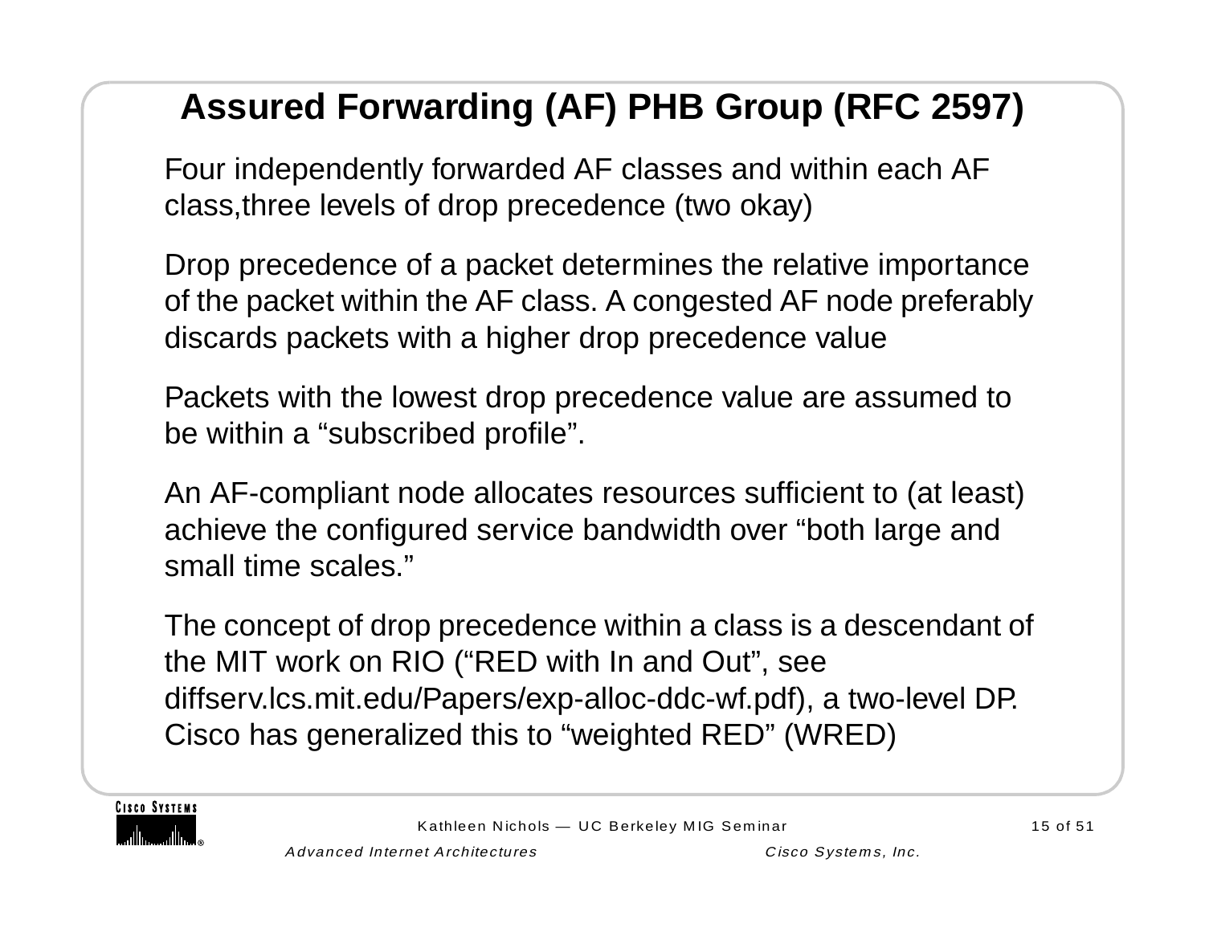# Assured Forwarding (AF) PHB Group (RFC 2597)

Four independently forwarded AF classes and within each AF class,three levels of drop precedence (two okay)

Drop precedence of a packet determines the relative importance of the packet within the AF class. A congested AF node preferably discards packets with a higher drop precedence value

Packets with the lowest drop precedence value are assumed to be within a “subscribed profile”.

An AF-compliant node allocates resources sufficient to (at least) achieve the configured service bandwidth over “both large and small time scales.”

The concept of drop precedence within a class is a descendant of the MIT work on RIO (“RED with In and Out”, see diffserv.lcs.mit.edu/Papers/exp-alloc-ddc-wf.pdf), a two-level DP. Cisco has generalized this to “weighted RED” (WRED)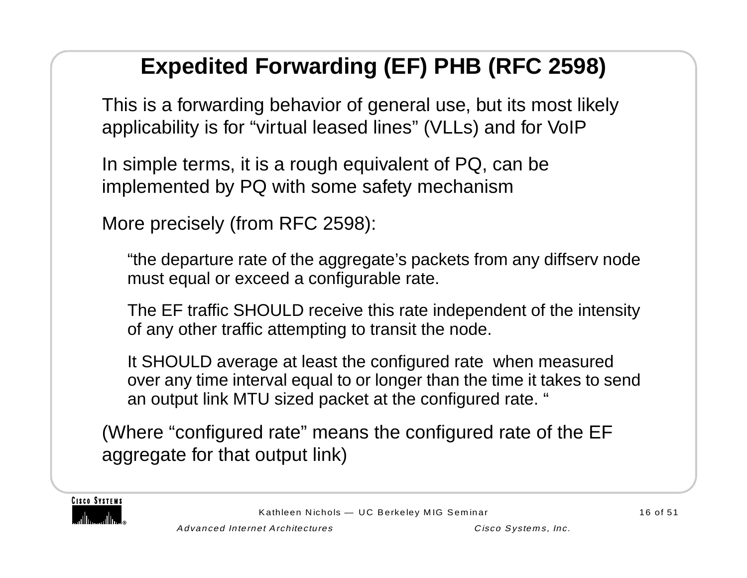# Expedited Forwarding (EF) PHB (RFC 2598)

This is a forwarding behavior of general use, but its most likely applicability is for “virtual leased lines” (VLLs) and for VoIP

In simple terms, it is a rough equivalent of PQ, can be implemented by PQ with some safety mechanism

More precisely (from RFC 2598):

> “the departure rate of the aggregate’s packets from any diffserv node must equal or exceed a configurable rate.
>
> The EF traffic SHOULD receive this rate independent of the intensity of any other traffic attempting to transit the node.
>
> It SHOULD average at least the configured rate when measured over any time interval equal to or longer than the time it takes to send an output link MTU sized packet at the configured rate. “

(Where “configured rate” means the configured rate of the EF aggregate for that output link)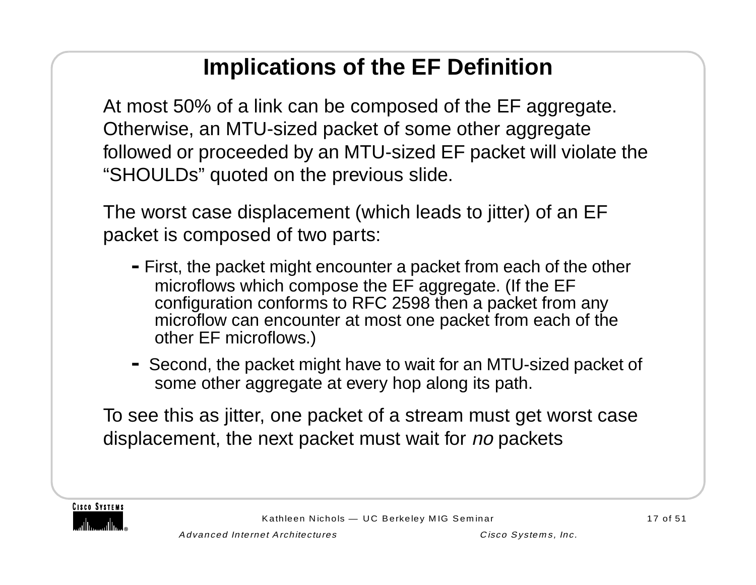# Implications of the EF Definition

At most 50% of a link can be composed of the EF aggregate. Otherwise, an MTU-sized packet of some other aggregate followed or proceeded by an MTU-sized EF packet will violate the “SHOULDs” quoted on the previous slide.

The worst case displacement (which leads to jitter) of an EF packet is composed of two parts:

- First, the packet might encounter a packet from each of the other microflows which compose the EF aggregate. (If the EF configuration conforms to RFC 2598 then a packet from any microflow can encounter at most one packet from each of the other EF microflows.)
- Second, the packet might have to wait for an MTU-sized packet of some other aggregate at every hop along its path.

To see this as jitter, one packet of a stream must get worst case displacement, the next packet must wait for *no* packets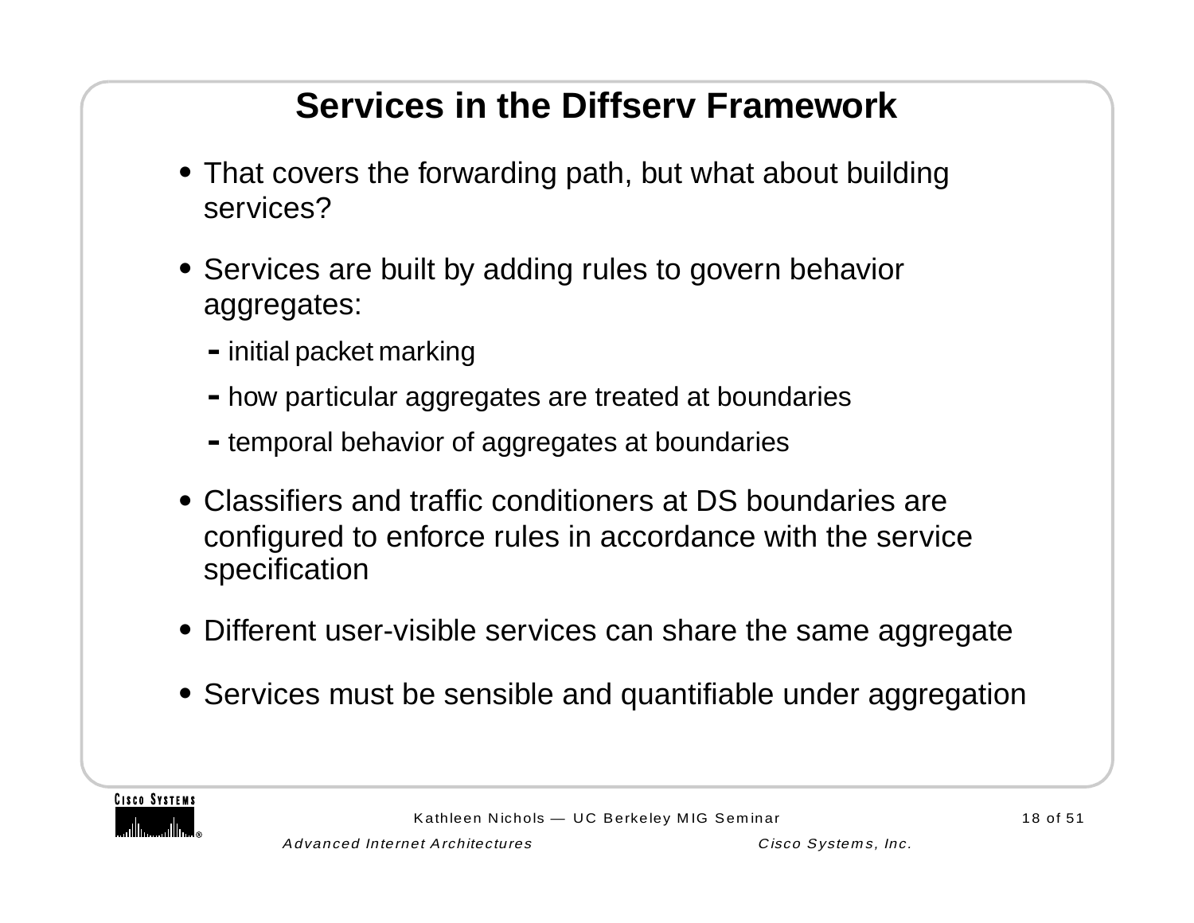# Services in the Diffserv Framework

- That covers the forwarding path, but what about building services?
- Services are built by adding rules to govern behavior aggregates:
  - initial packet marking
  - how particular aggregates are treated at boundaries
  - temporal behavior of aggregates at boundaries
- Classifiers and traffic conditioners at DS boundaries are configured to enforce rules in accordance with the service specification
- Different user-visible services can share the same aggregate
- Services must be sensible and quantifiable under aggregation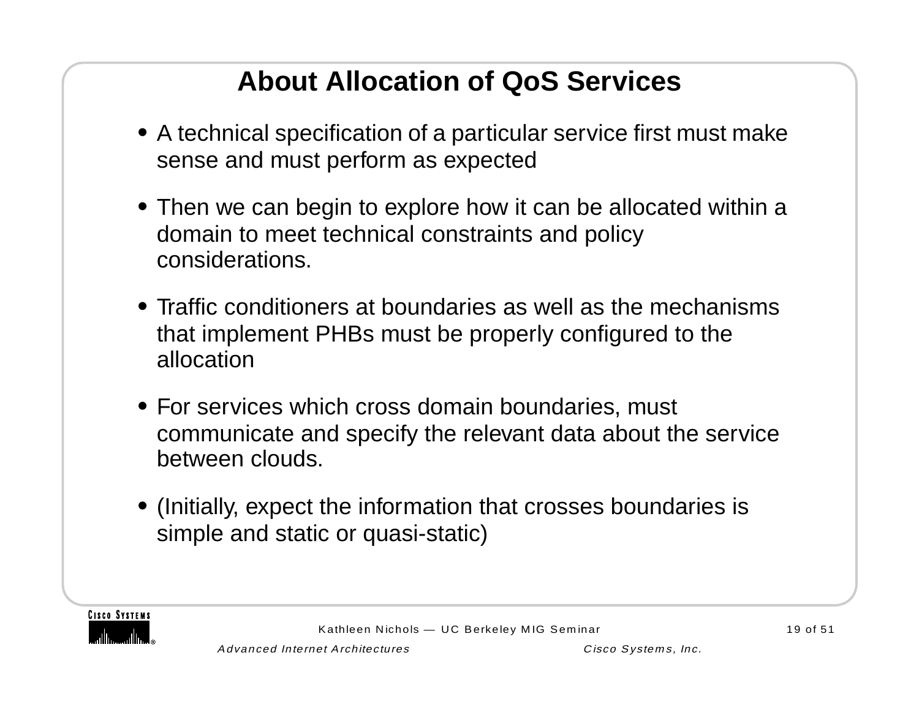# About Allocation of QoS Services

- A technical specification of a particular service first must make sense and must perform as expected
- Then we can begin to explore how it can be allocated within a domain to meet technical constraints and policy considerations.
- Traffic conditioners at boundaries as well as the mechanisms that implement PHBs must be properly configured to the allocation
- For services which cross domain boundaries, must communicate and specify the relevant data about the service between clouds.
- (Initially, expect the information that crosses boundaries is simple and static or quasi-static)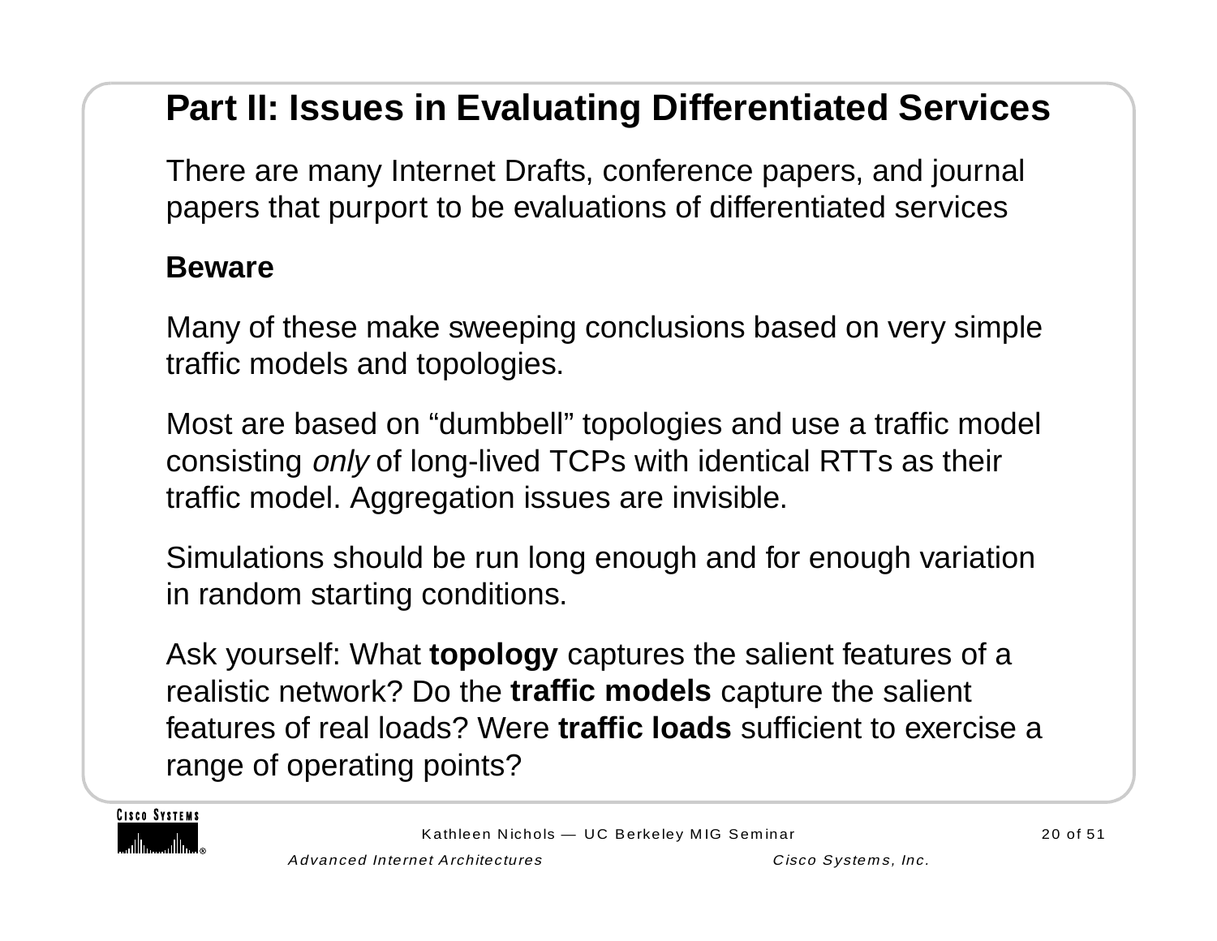# Part II: Issues in Evaluating Differentiated Services

There are many Internet Drafts, conference papers, and journal papers that purport to be evaluations of differentiated services

**Beware**

Many of these make sweeping conclusions based on very simple traffic models and topologies.

Most are based on “dumbbell” topologies and use a traffic model consisting *only* of long-lived TCPs with identical RTTs as their traffic model. Aggregation issues are invisible.

Simulations should be run long enough and for enough variation in random starting conditions.

Ask yourself: What **topology** captures the salient features of a realistic network? Do the **traffic models** capture the salient features of real loads? Were **traffic loads** sufficient to exercise a range of operating points?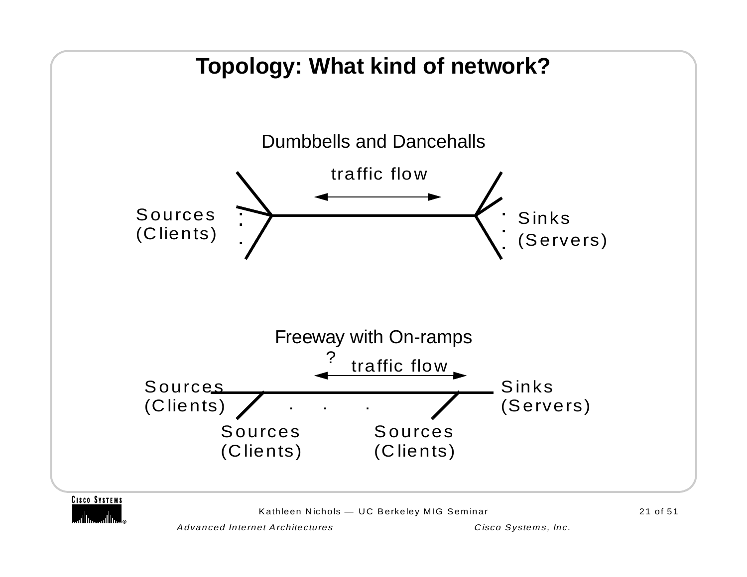# Topology: What kind of network?

Dumbbells and Dancehalls

traffic flow

Sources (Clients)

Sinks (Servers)

Freeway with On-ramps

?

traffic flow

Sources (Clients)

Sinks (Servers)

Sources (Clients)

Sources (Clients)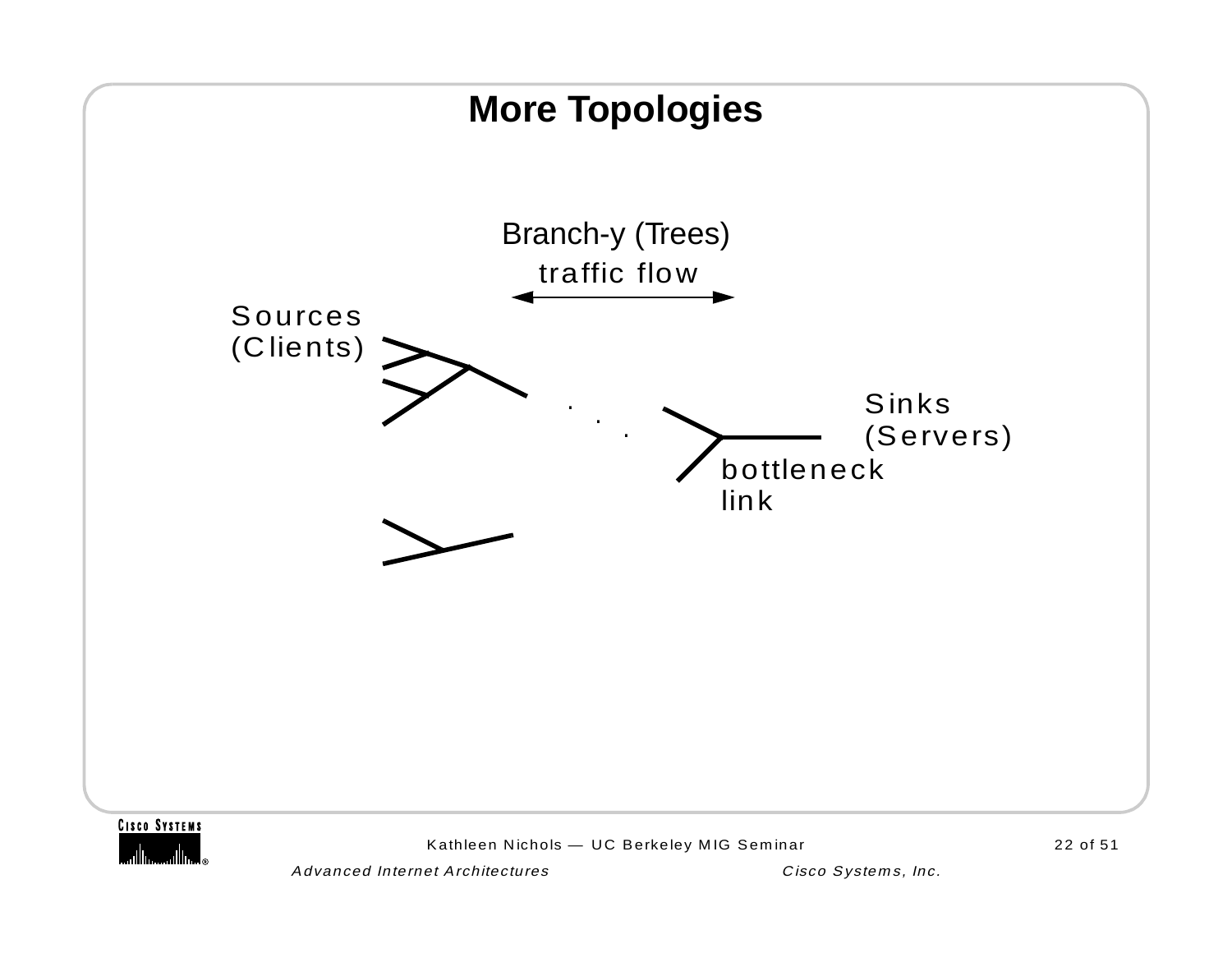# More Topologies

Branch-y (Trees)

traffic flow

Sources (Clients)

Sinks (Servers)

bottleneck link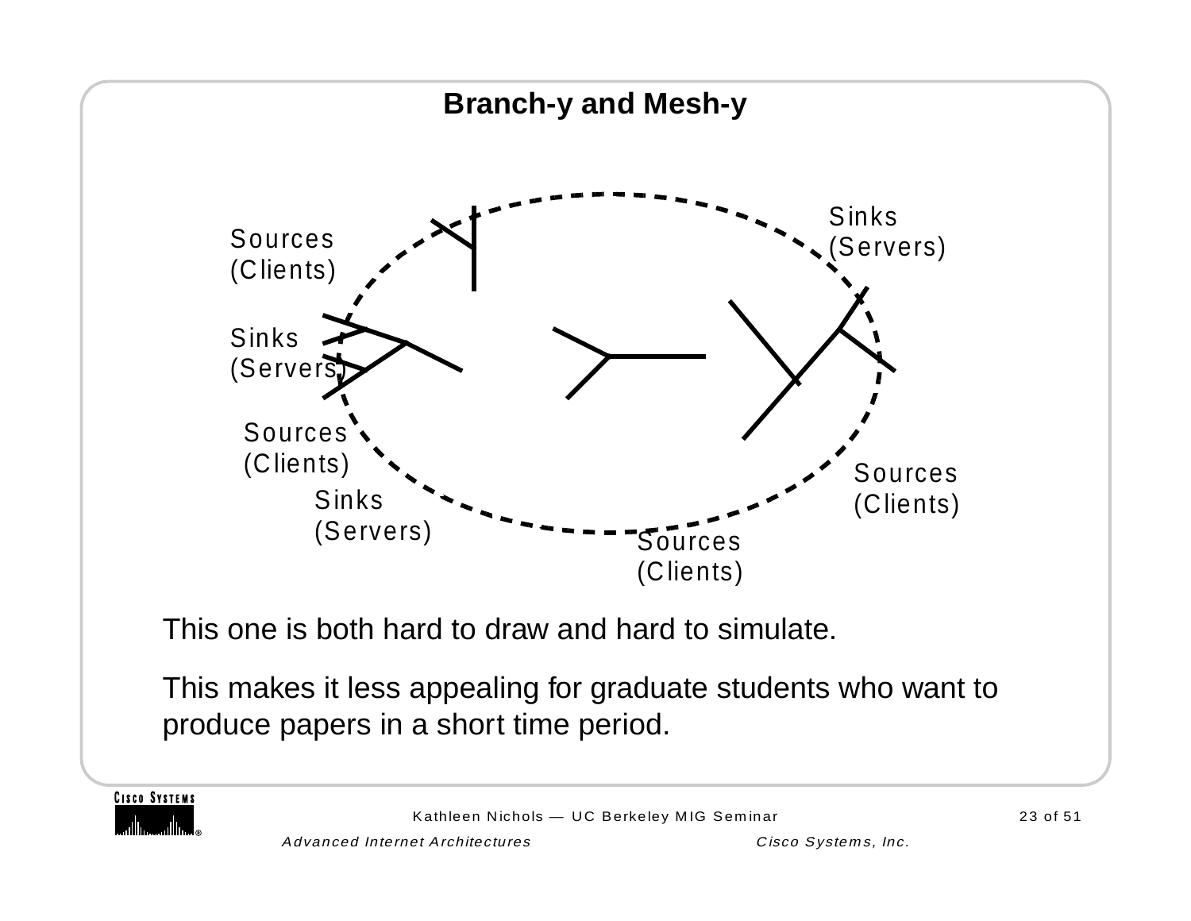## Branch-y and Mesh-y

Sources (Clients)

Sinks (Servers)

Sources (Clients)

Sinks (Servers)

Sources (Clients)

Sinks (Servers)

Sources (Clients)

Sources (Clients)

This one is both hard to draw and hard to simulate.

This makes it less appealing for graduate students who want to produce papers in a short time period.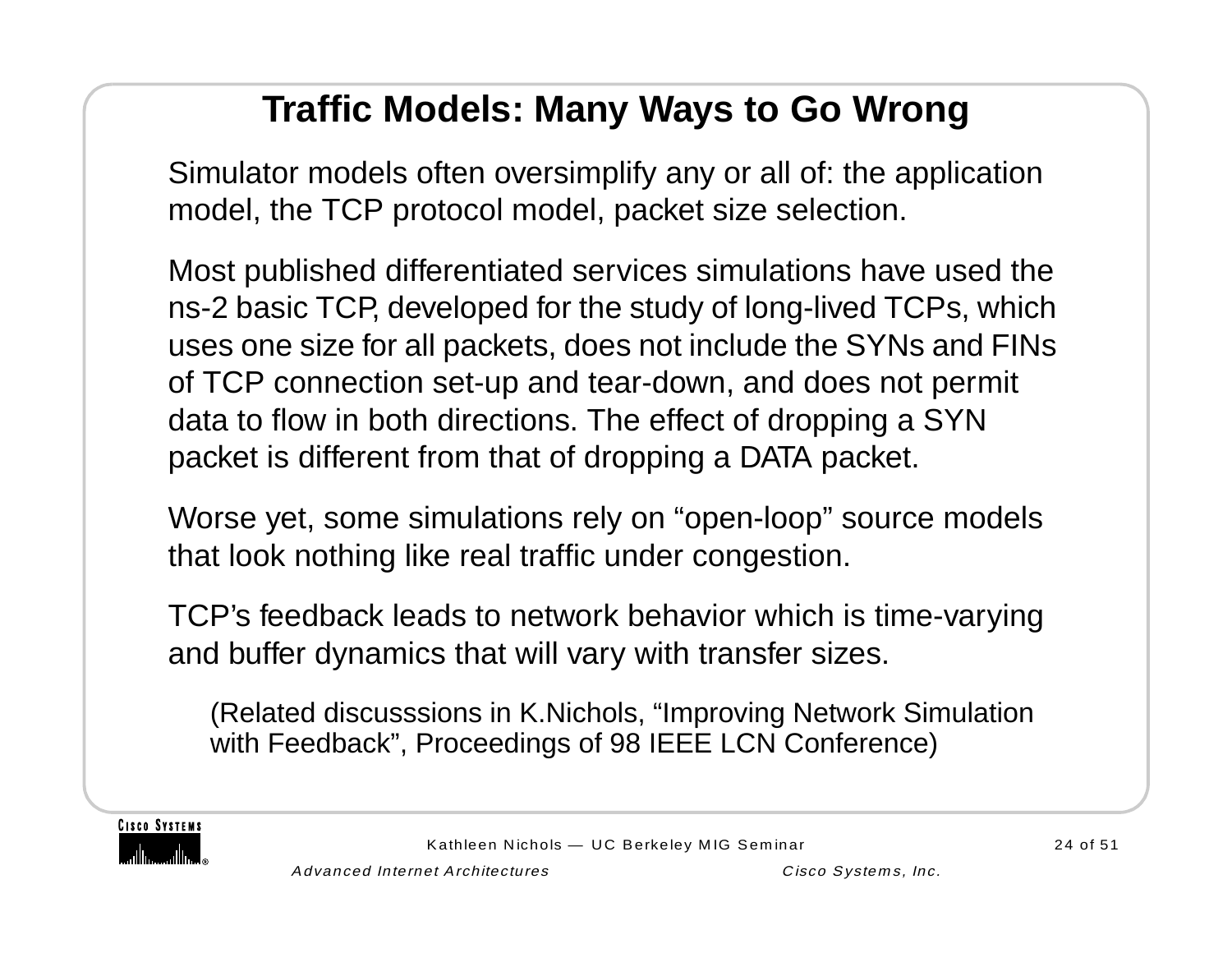# Traffic Models: Many Ways to Go Wrong

Simulator models often oversimplify any or all of: the application model, the TCP protocol model, packet size selection.

Most published differentiated services simulations have used the ns-2 basic TCP, developed for the study of long-lived TCPs, which uses one size for all packets, does not include the SYNs and FINs of TCP connection set-up and tear-down, and does not permit data to flow in both directions. The effect of dropping a SYN packet is different from that of dropping a DATA packet.

Worse yet, some simulations rely on “open-loop” source models that look nothing like real traffic under congestion.

TCP’s feedback leads to network behavior which is time-varying and buffer dynamics that will vary with transfer sizes.

(Related discusssions in K.Nichols, “Improving Network Simulation with Feedback”, Proceedings of 98 IEEE LCN Conference)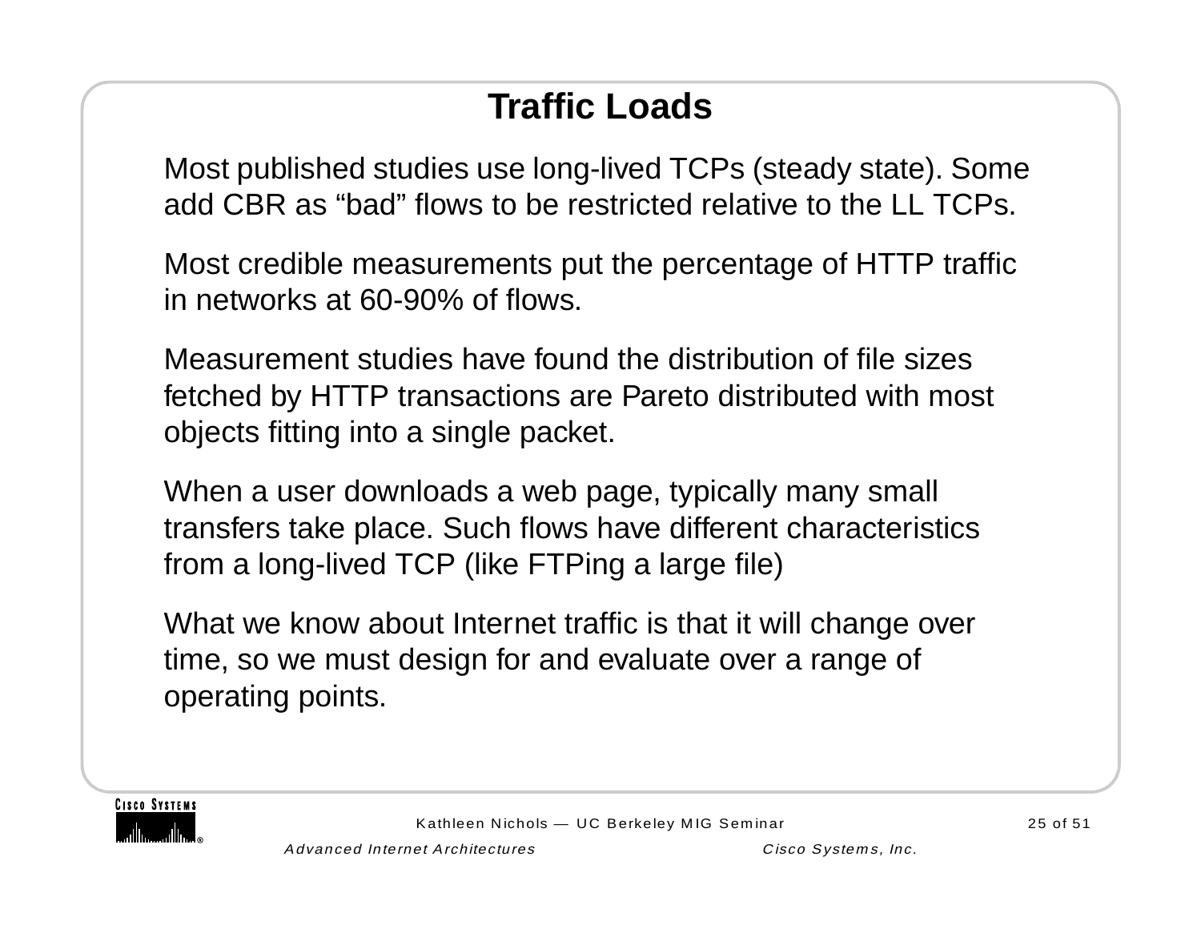# Traffic Loads

Most published studies use long-lived TCPs (steady state). Some add CBR as “bad” flows to be restricted relative to the LL TCPs.

Most credible measurements put the percentage of HTTP traffic in networks at 60-90% of flows.

Measurement studies have found the distribution of file sizes fetched by HTTP transactions are Pareto distributed with most objects fitting into a single packet.

When a user downloads a web page, typically many small transfers take place. Such flows have different characteristics from a long-lived TCP (like FTPing a large file)

What we know about Internet traffic is that it will change over time, so we must design for and evaluate over a range of operating points.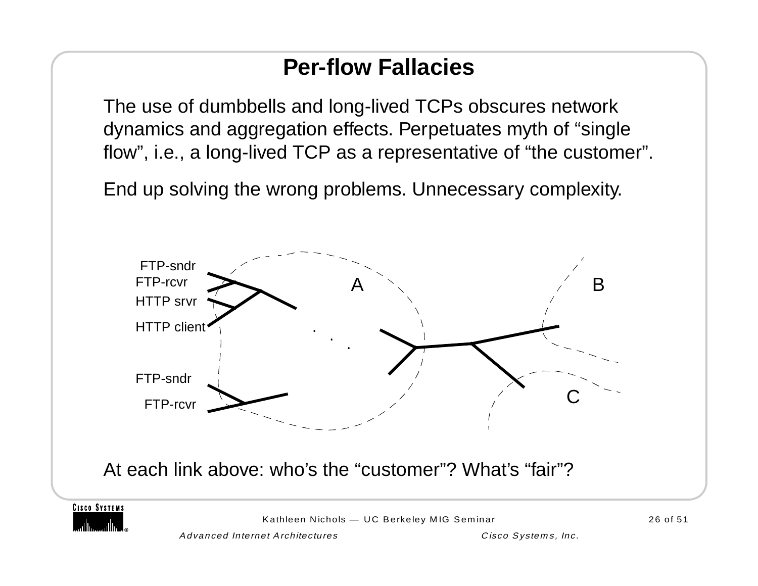# Per-flow Fallacies

The use of dumbbells and long-lived TCPs obscures network dynamics and aggregation effects. Perpetuates myth of “single flow”, i.e., a long-lived TCP as a representative of “the customer”.

End up solving the wrong problems. Unnecessary complexity.

FTP-sndr
FTP-rcvr
HTTP srvr
HTTP client

A

B

FTP-sndr
FTP-rcvr

C

At each link above: who’s the “customer”? What’s “fair”?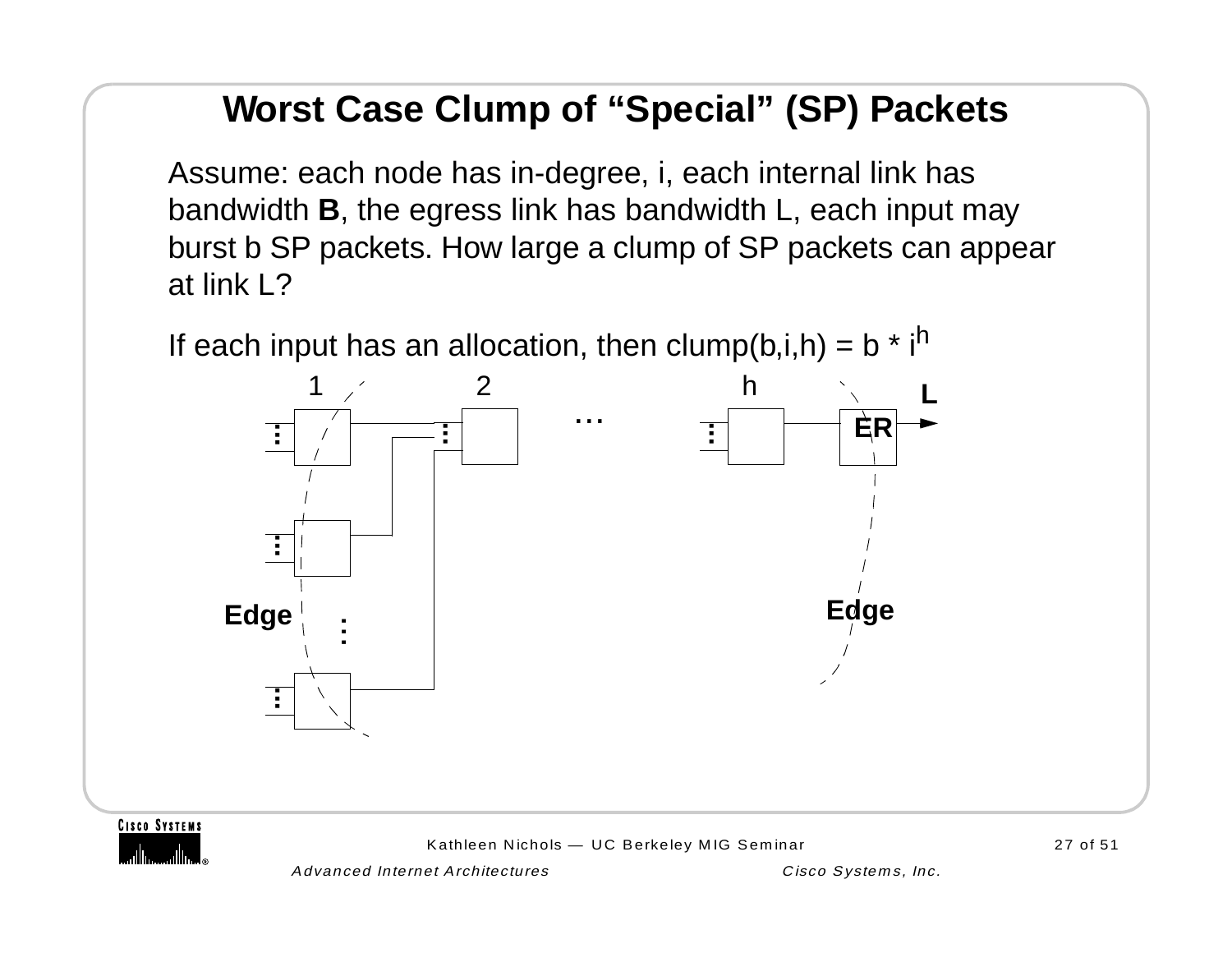# Worst Case Clump of “Special” (SP) Packets

Assume: each node has in-degree, i, each internal link has bandwidth **B**, the egress link has bandwidth L, each input may burst b SP packets. How large a clump of SP packets can appear at link L?

If each input has an allocation, then clump(b,i,h) = $b * i^h$

1 2 ... h **L**

**ER**

**Edge** **Edge**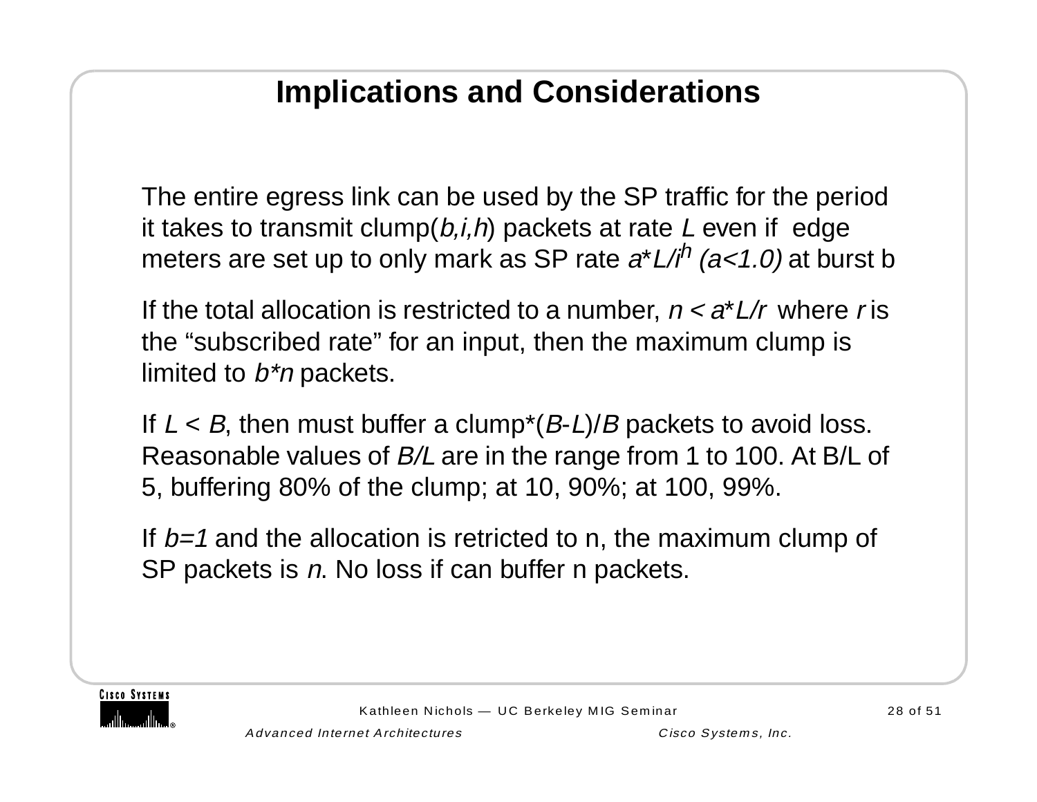# Implications and Considerations

The entire egress link can be used by the SP traffic for the period it takes to transmit clump($b,i,h$) packets at rate $L$ even if edge meters are set up to only mark as SP rate $a*L/i^h$ $(a<1.0)$ at burst b

If the total allocation is restricted to a number, $n < a*L/r$ where $r$ is the "subscribed rate" for an input, then the maximum clump is limited to $b*n$ packets.

If $L < B$, then must buffer a clump*$(B-L)/B$ packets to avoid loss. Reasonable values of $B/L$ are in the range from 1 to 100. At B/L of 5, buffering 80% of the clump; at 10, 90%; at 100, 99%.

If $b=1$ and the allocation is retricted to n, the maximum clump of SP packets is $n$. No loss if can buffer n packets.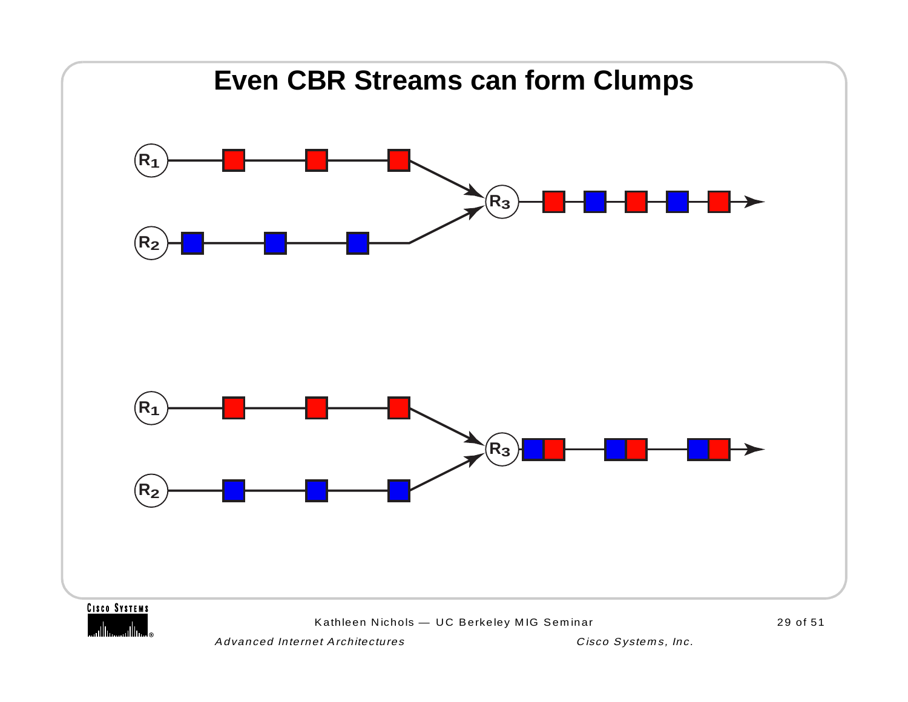# Even CBR Streams can form Clumps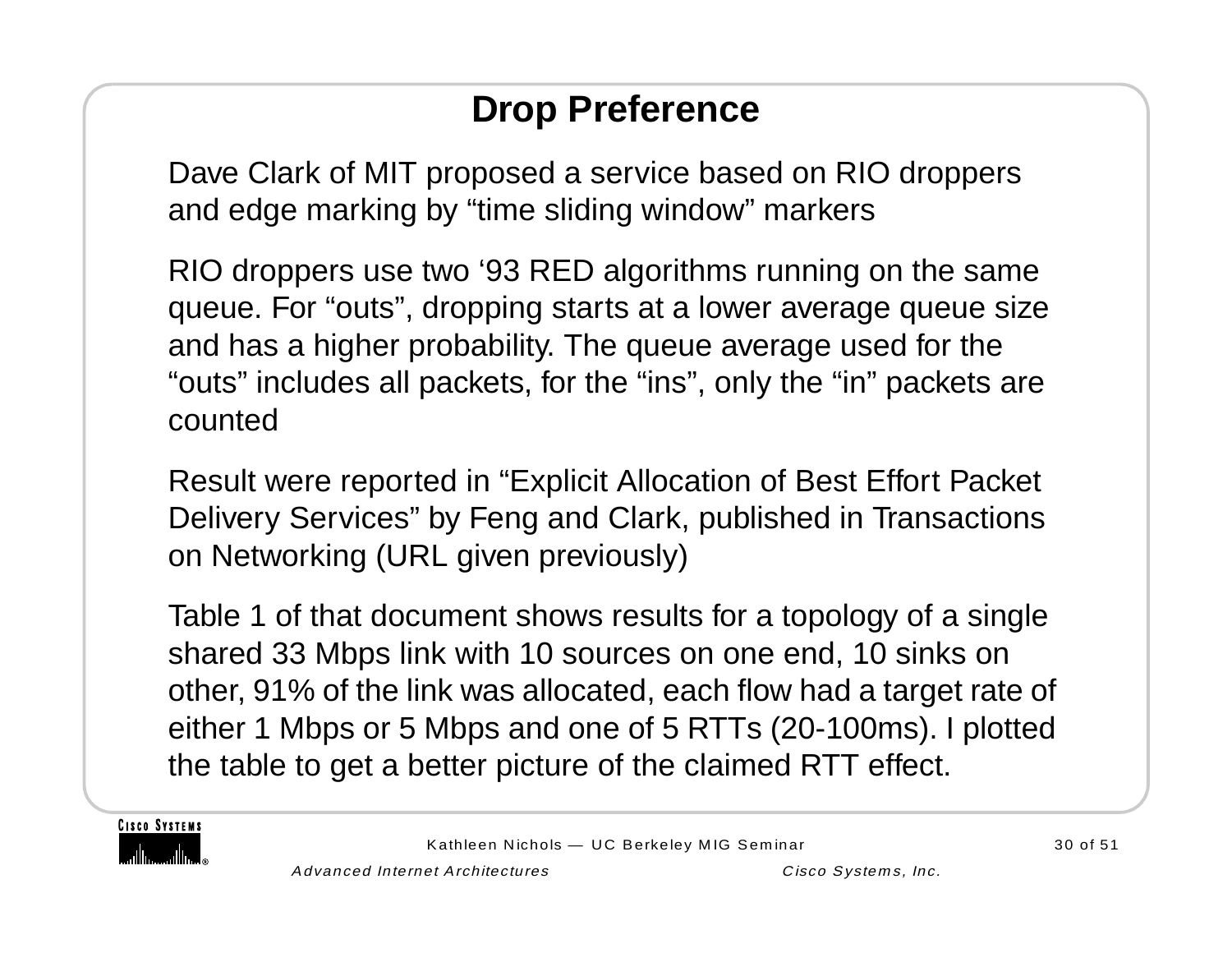# Drop Preference

Dave Clark of MIT proposed a service based on RIO droppers and edge marking by “time sliding window” markers

RIO droppers use two ‘93 RED algorithms running on the same queue. For “outs”, dropping starts at a lower average queue size and has a higher probability. The queue average used for the “outs” includes all packets, for the “ins”, only the “in” packets are counted

Result were reported in “Explicit Allocation of Best Effort Packet Delivery Services” by Feng and Clark, published in Transactions on Networking (URL given previously)

Table 1 of that document shows results for a topology of a single shared 33 Mbps link with 10 sources on one end, 10 sinks on other, 91% of the link was allocated, each flow had a target rate of either 1 Mbps or 5 Mbps and one of 5 RTTs (20-100ms). I plotted the table to get a better picture of the claimed RTT effect.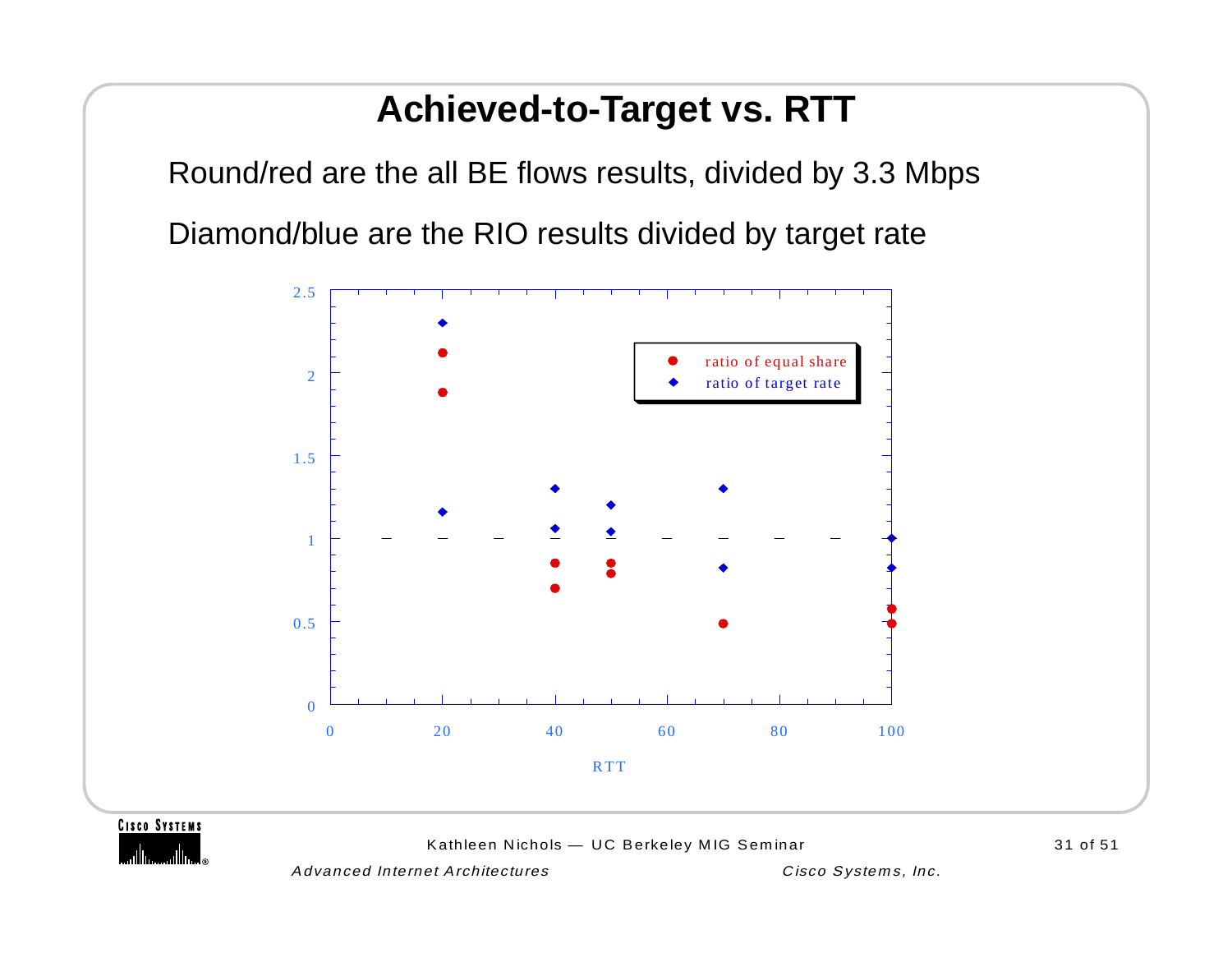# Achieved-to-Target vs. RTT

Round/red are the all BE flows results, divided by 3.3 Mbps

Diamond/blue are the RIO results divided by target rate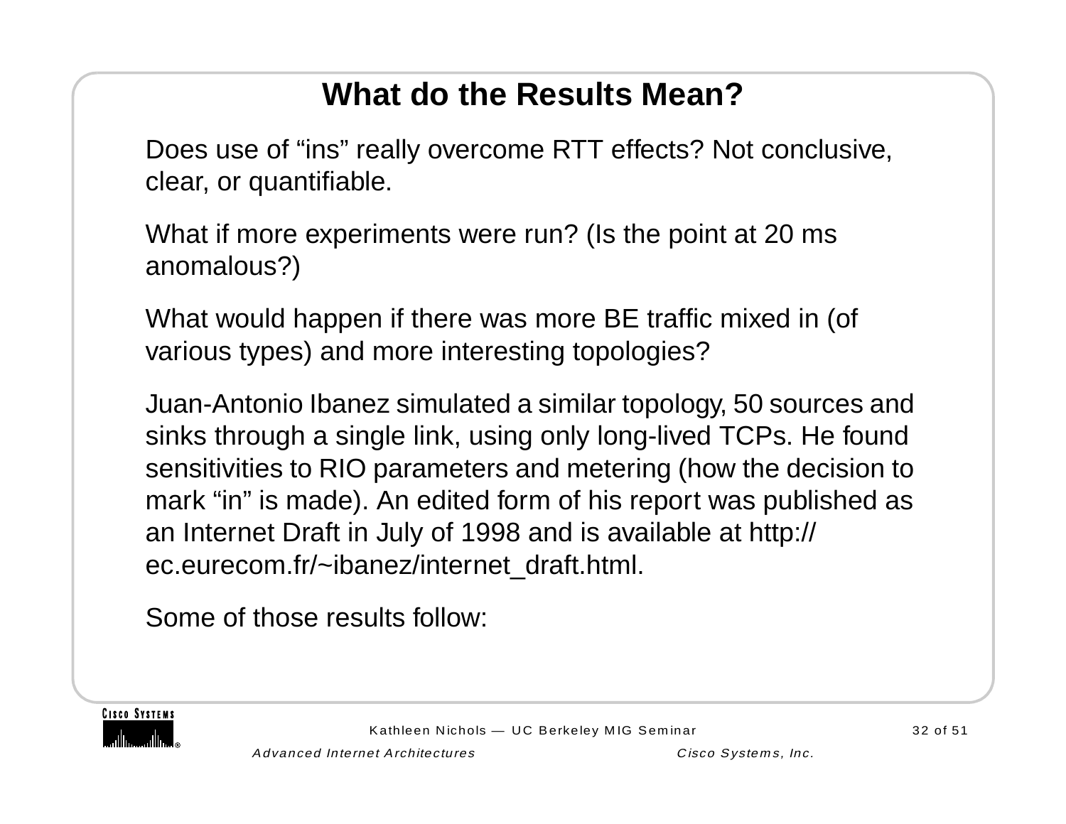# What do the Results Mean?

Does use of “ins” really overcome RTT effects? Not conclusive, clear, or quantifiable.

What if more experiments were run? (Is the point at 20 ms anomalous?)

What would happen if there was more BE traffic mixed in (of various types) and more interesting topologies?

Juan-Antonio Ibanez simulated a similar topology, 50 sources and sinks through a single link, using only long-lived TCPs. He found sensitivities to RIO parameters and metering (how the decision to mark “in” is made). An edited form of his report was published as an Internet Draft in July of 1998 and is available at http://ec.eurecom.fr/~ibanez/internet_draft.html.

Some of those results follow: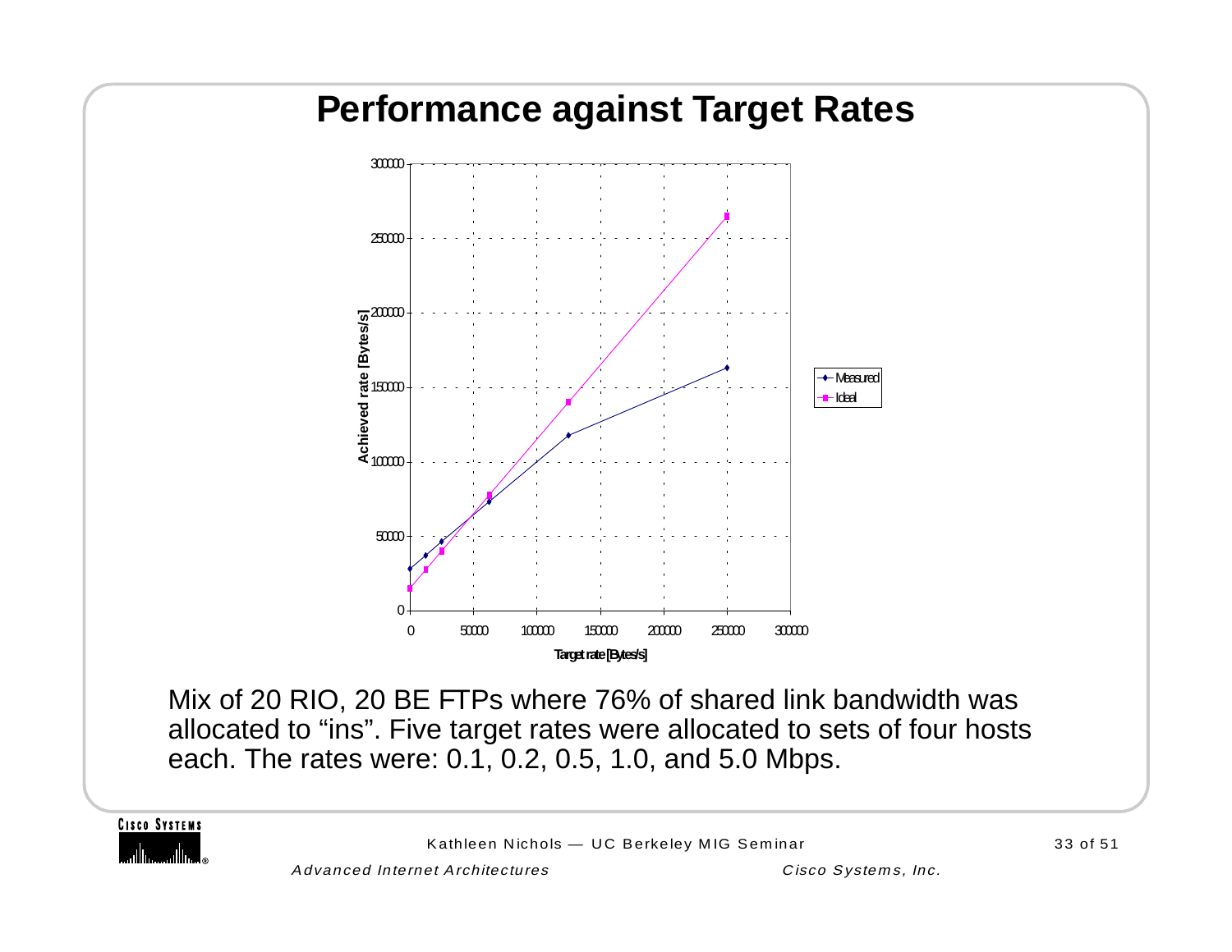# Performance against Target Rates

Mix of 20 RIO, 20 BE FTPs where 76% of shared link bandwidth was allocated to “ins”. Five target rates were allocated to sets of four hosts each. The rates were: 0.1, 0.2, 0.5, 1.0, and 5.0 Mbps.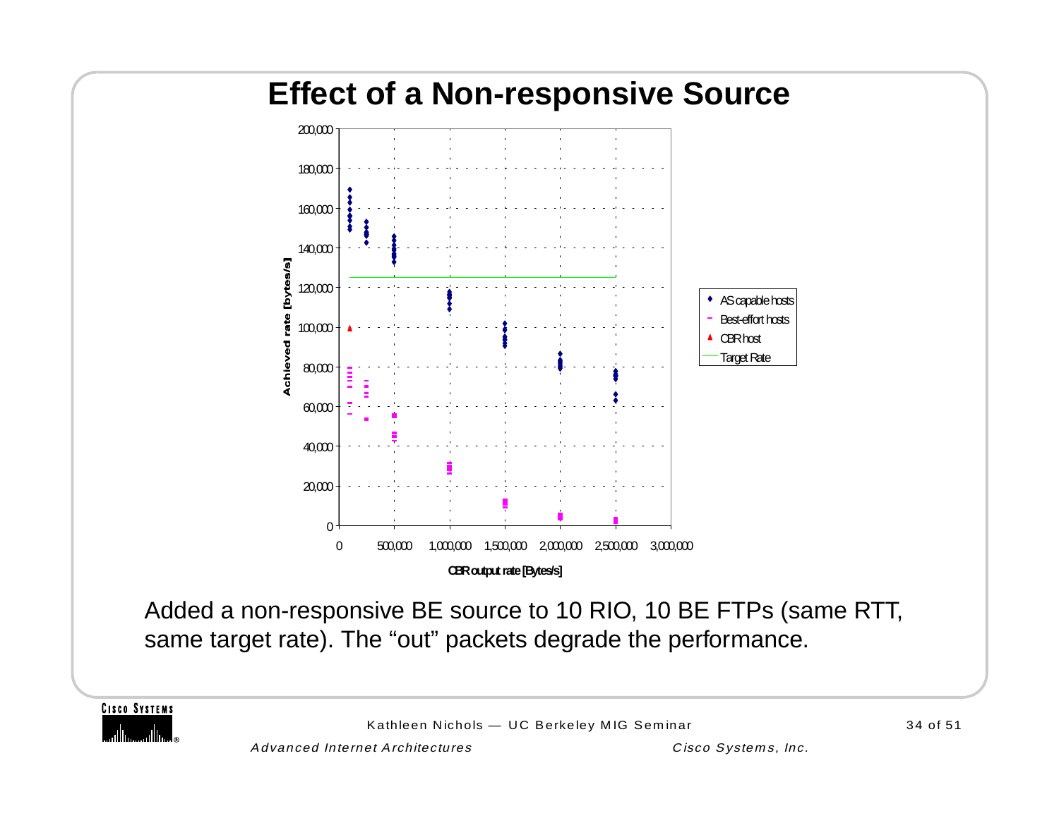# Effect of a Non-responsive Source

Added a non-responsive BE source to 10 RIO, 10 BE FTPs (same RTT, same target rate). The “out” packets degrade the performance.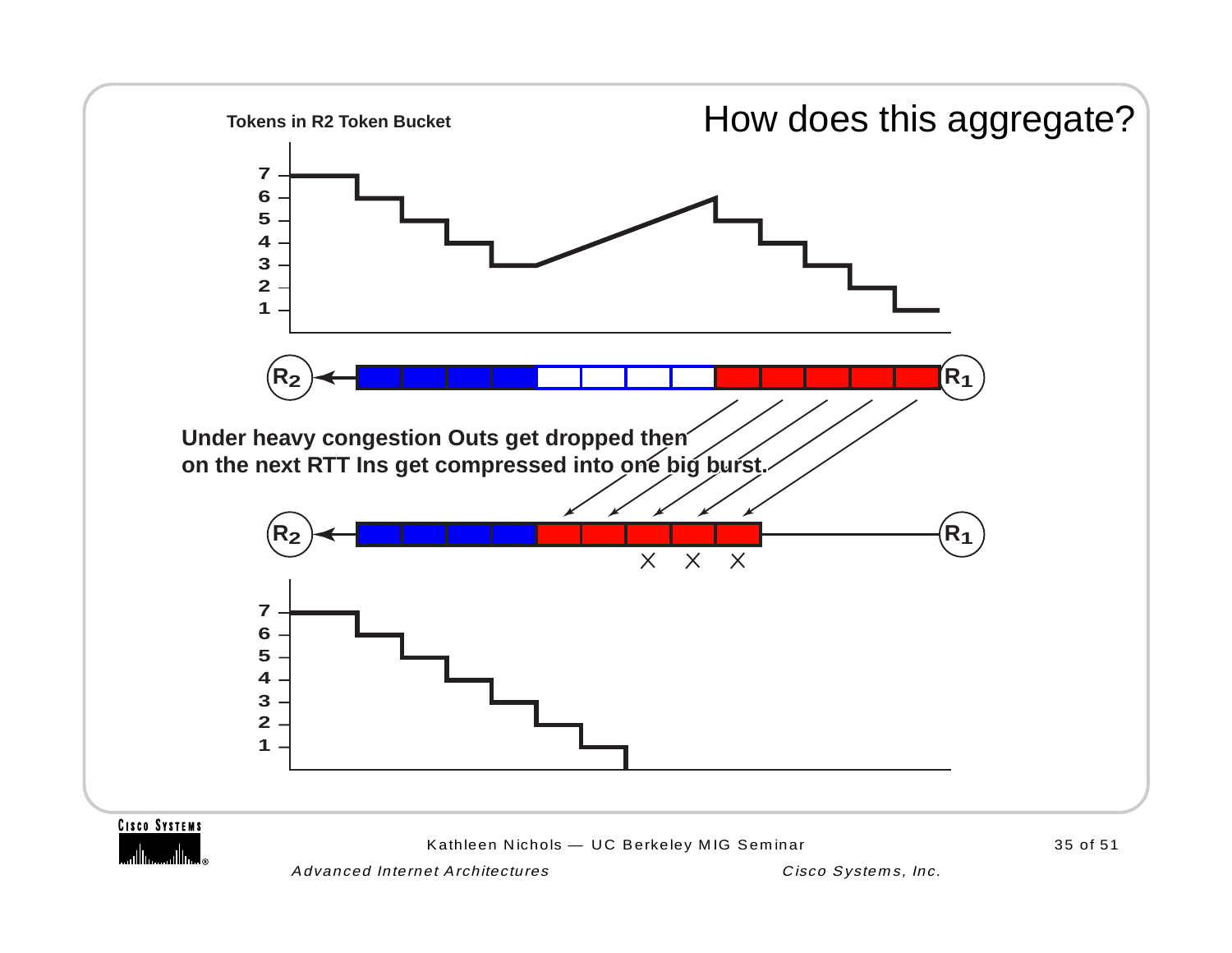# How does this aggregate?

**Tokens in R2 Token Bucket**

**Under heavy congestion Outs get dropped then on the next RTT Ins get compressed into one big burst.**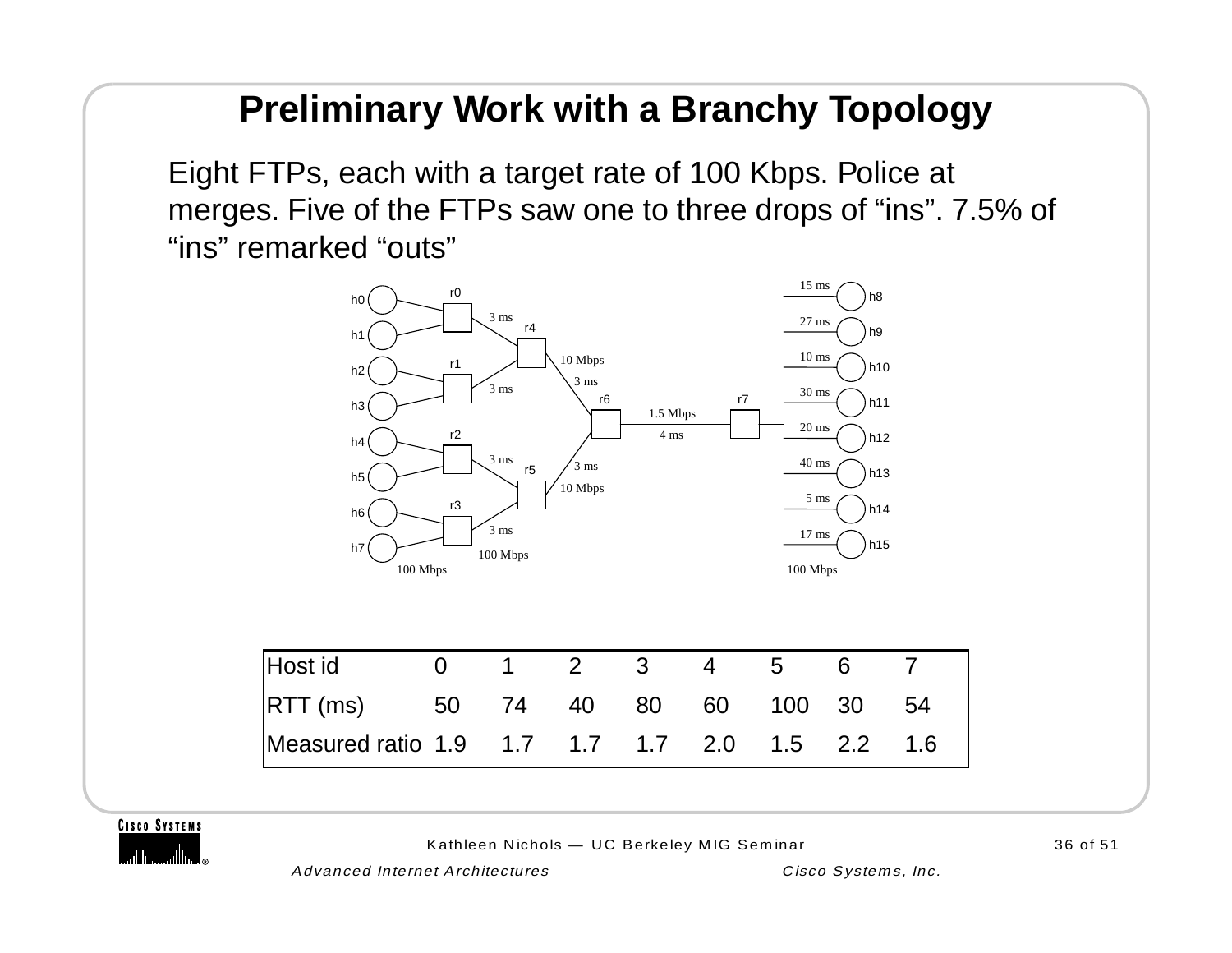# Preliminary Work with a Branchy Topology

Eight FTPs, each with a target rate of 100 Kbps. Police at merges. Five of the FTPs saw one to three drops of “ins”. 7.5% of “ins” remarked “outs”

| Host id | 0 | 1 | 2 | 3 | 4 | 5 | 6 | 7 |
|---|---|---|---|---|---|---|---|---|
| RTT (ms) | 50 | 74 | 40 | 80 | 60 | 100 | 30 | 54 |
| Measured ratio | 1.9 | 1.7 | 1.7 | 1.7 | 2.0 | 1.5 | 2.2 | 1.6 |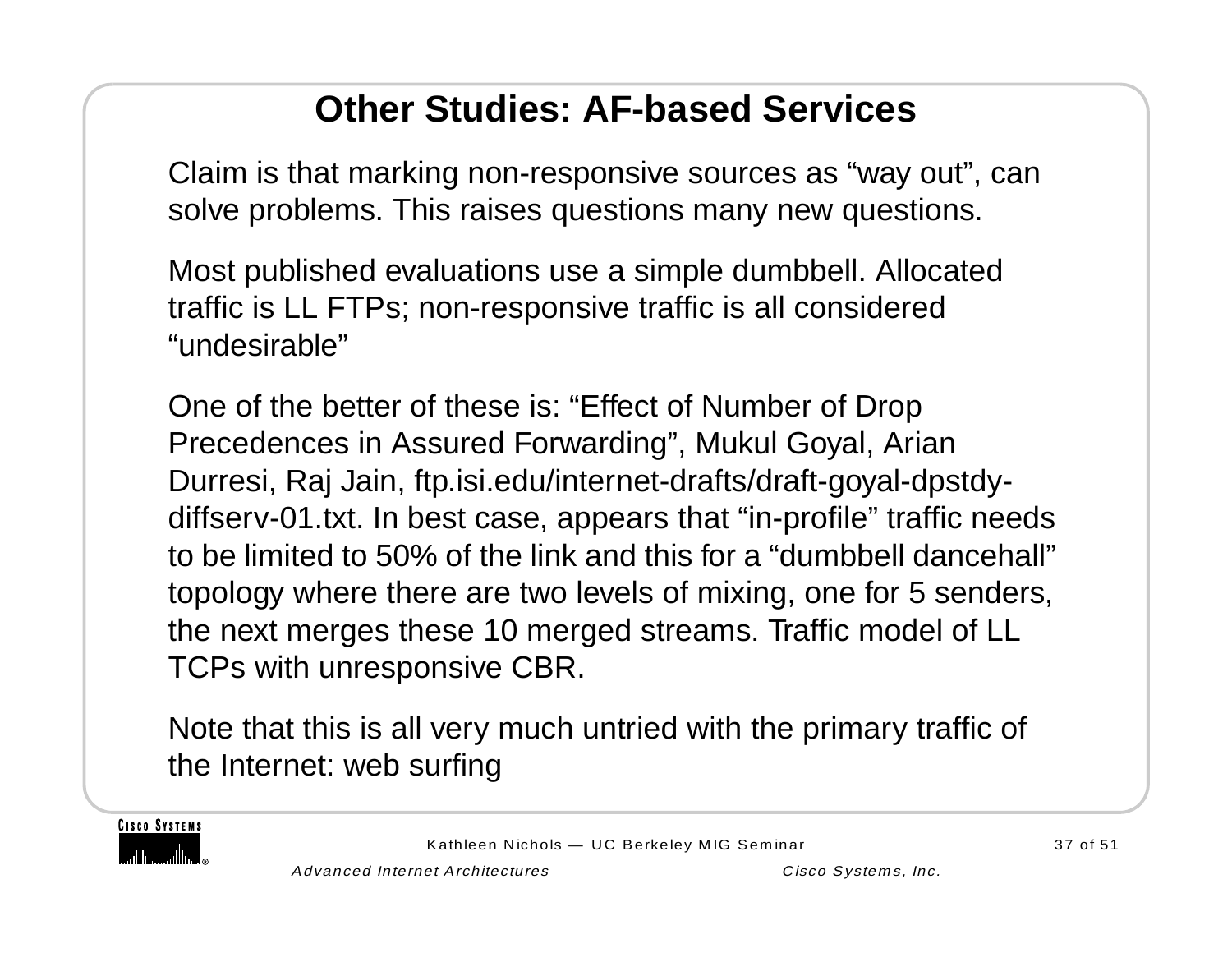# Other Studies: AF-based Services

Claim is that marking non-responsive sources as “way out”, can solve problems. This raises questions many new questions.

Most published evaluations use a simple dumbbell. Allocated traffic is LL FTPs; non-responsive traffic is all considered “undesirable”

One of the better of these is: “Effect of Number of Drop Precedences in Assured Forwarding”, Mukul Goyal, Arian Durresi, Raj Jain, ftp.isi.edu/internet-drafts/draft-goyal-dpstdy-diffserv-01.txt. In best case, appears that “in-profile” traffic needs to be limited to 50% of the link and this for a “dumbbell dancehall” topology where there are two levels of mixing, one for 5 senders, the next merges these 10 merged streams. Traffic model of LL TCPs with unresponsive CBR.

Note that this is all very much untried with the primary traffic of the Internet: web surfing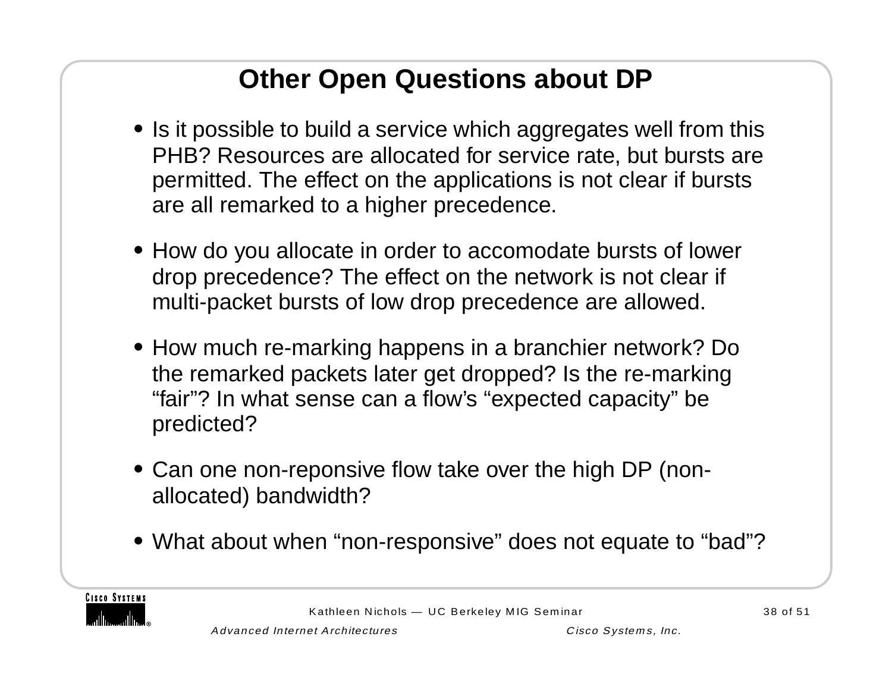# Other Open Questions about DP

- Is it possible to build a service which aggregates well from this PHB? Resources are allocated for service rate, but bursts are permitted. The effect on the applications is not clear if bursts are all remarked to a higher precedence.
- How do you allocate in order to accomodate bursts of lower drop precedence? The effect on the network is not clear if multi-packet bursts of low drop precedence are allowed.
- How much re-marking happens in a branchier network? Do the remarked packets later get dropped? Is the re-marking "fair"? In what sense can a flow's "expected capacity" be predicted?
- Can one non-reponsive flow take over the high DP (non-allocated) bandwidth?
- What about when "non-responsive" does not equate to "bad"?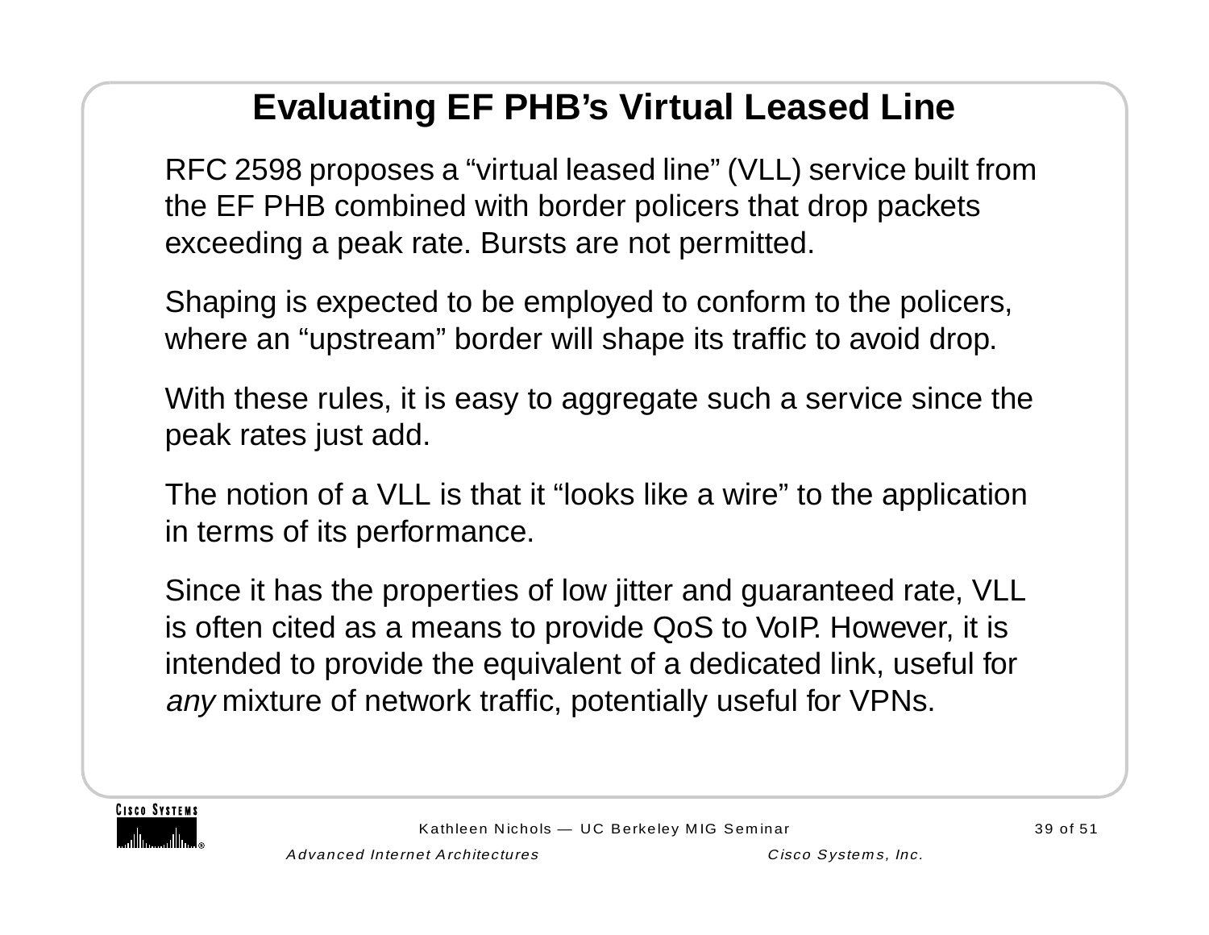# Evaluating EF PHB's Virtual Leased Line

RFC 2598 proposes a "virtual leased line" (VLL) service built from the EF PHB combined with border policers that drop packets exceeding a peak rate. Bursts are not permitted.

Shaping is expected to be employed to conform to the policers, where an "upstream" border will shape its traffic to avoid drop.

With these rules, it is easy to aggregate such a service since the peak rates just add.

The notion of a VLL is that it "looks like a wire" to the application in terms of its performance.

Since it has the properties of low jitter and guaranteed rate, VLL is often cited as a means to provide QoS to VoIP. However, it is intended to provide the equivalent of a dedicated link, useful for *any* mixture of network traffic, potentially useful for VPNs.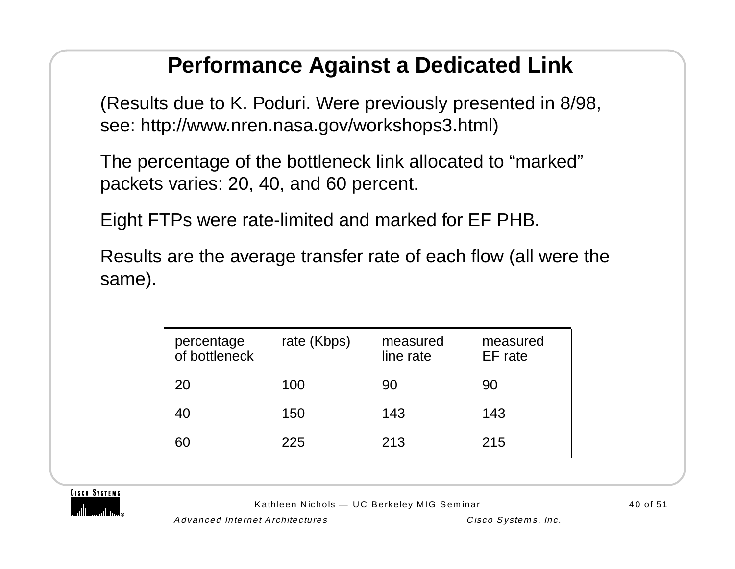# Performance Against a Dedicated Link

(Results due to K. Poduri. Were previously presented in 8/98, see: http://www.nren.nasa.gov/workshops3.html)

The percentage of the bottleneck link allocated to “marked” packets varies: 20, 40, and 60 percent.

Eight FTPs were rate-limited and marked for EF PHB.

Results are the average transfer rate of each flow (all were the same).

| percentage of bottleneck | rate (Kbps) | measured line rate | measured EF rate |
|---|---|---|---|
| 20 | 100 | 90 | 90 |
| 40 | 150 | 143 | 143 |
| 60 | 225 | 213 | 215 |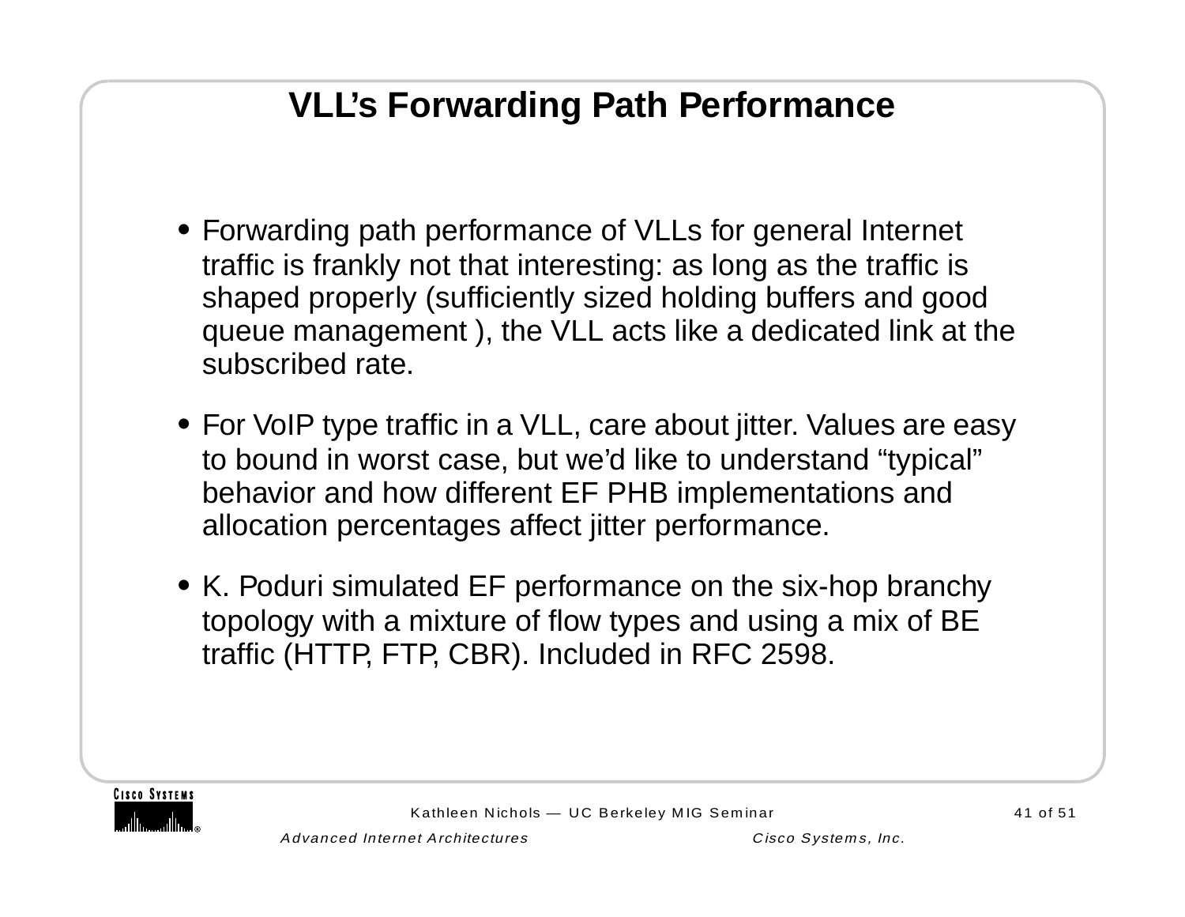# VLL's Forwarding Path Performance

- Forwarding path performance of VLLs for general Internet traffic is frankly not that interesting: as long as the traffic is shaped properly (sufficiently sized holding buffers and good queue management ), the VLL acts like a dedicated link at the subscribed rate.
- For VoIP type traffic in a VLL, care about jitter. Values are easy to bound in worst case, but we'd like to understand "typical" behavior and how different EF PHB implementations and allocation percentages affect jitter performance.
- K. Poduri simulated EF performance on the six-hop branchy topology with a mixture of flow types and using a mix of BE traffic (HTTP, FTP, CBR). Included in RFC 2598.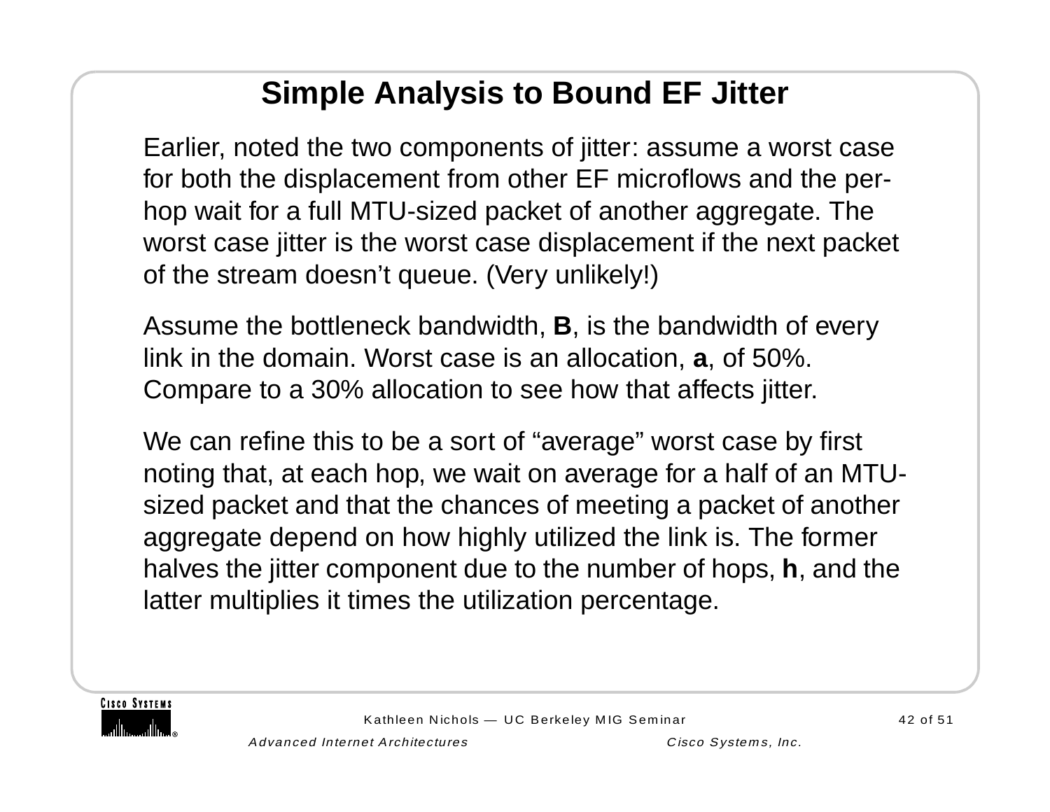# Simple Analysis to Bound EF Jitter

Earlier, noted the two components of jitter: assume a worst case for both the displacement from other EF microflows and the per-hop wait for a full MTU-sized packet of another aggregate. The worst case jitter is the worst case displacement if the next packet of the stream doesn't queue. (Very unlikely!)

Assume the bottleneck bandwidth, **B**, is the bandwidth of every link in the domain. Worst case is an allocation, **a**, of 50%. Compare to a 30% allocation to see how that affects jitter.

We can refine this to be a sort of "average" worst case by first noting that, at each hop, we wait on average for a half of an MTU-sized packet and that the chances of meeting a packet of another aggregate depend on how highly utilized the link is. The former halves the jitter component due to the number of hops, **h**, and the latter multiplies it times the utilization percentage.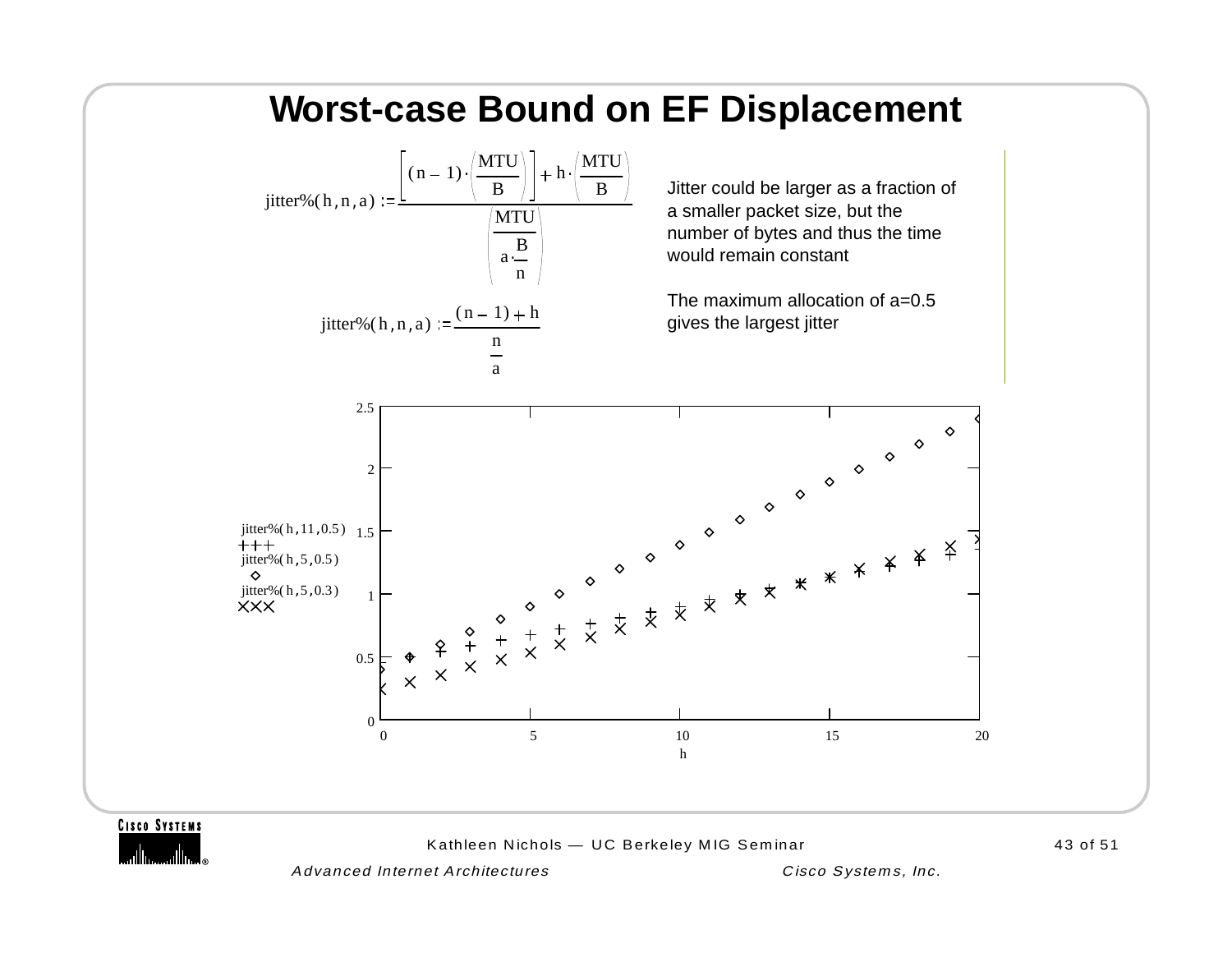# Worst-case Bound on EF Displacement

$$\text{jitter\%}(h,n,a) := \frac{\left[(n-1)\cdot\left(\frac{MTU}{B}\right)\right] + h\cdot\left(\frac{MTU}{B}\right)}{\left(\frac{MTU}{a\cdot\frac{B}{n}}\right)}$$

$$\text{jitter\%}(h,n,a) := \frac{(n-1)+h}{\frac{n}{a}}$$

Jitter could be larger as a fraction of a smaller packet size, but the number of bytes and thus the time would remain constant

The maximum allocation of a=0.5 gives the largest jitter

Legend: jitter%(h,11,0.5) +++ ; jitter%(h,5,0.5) ◇ ; jitter%(h,5,0.3) ××× — x-axis: h (0 to 20); y-axis: 0 to 2.5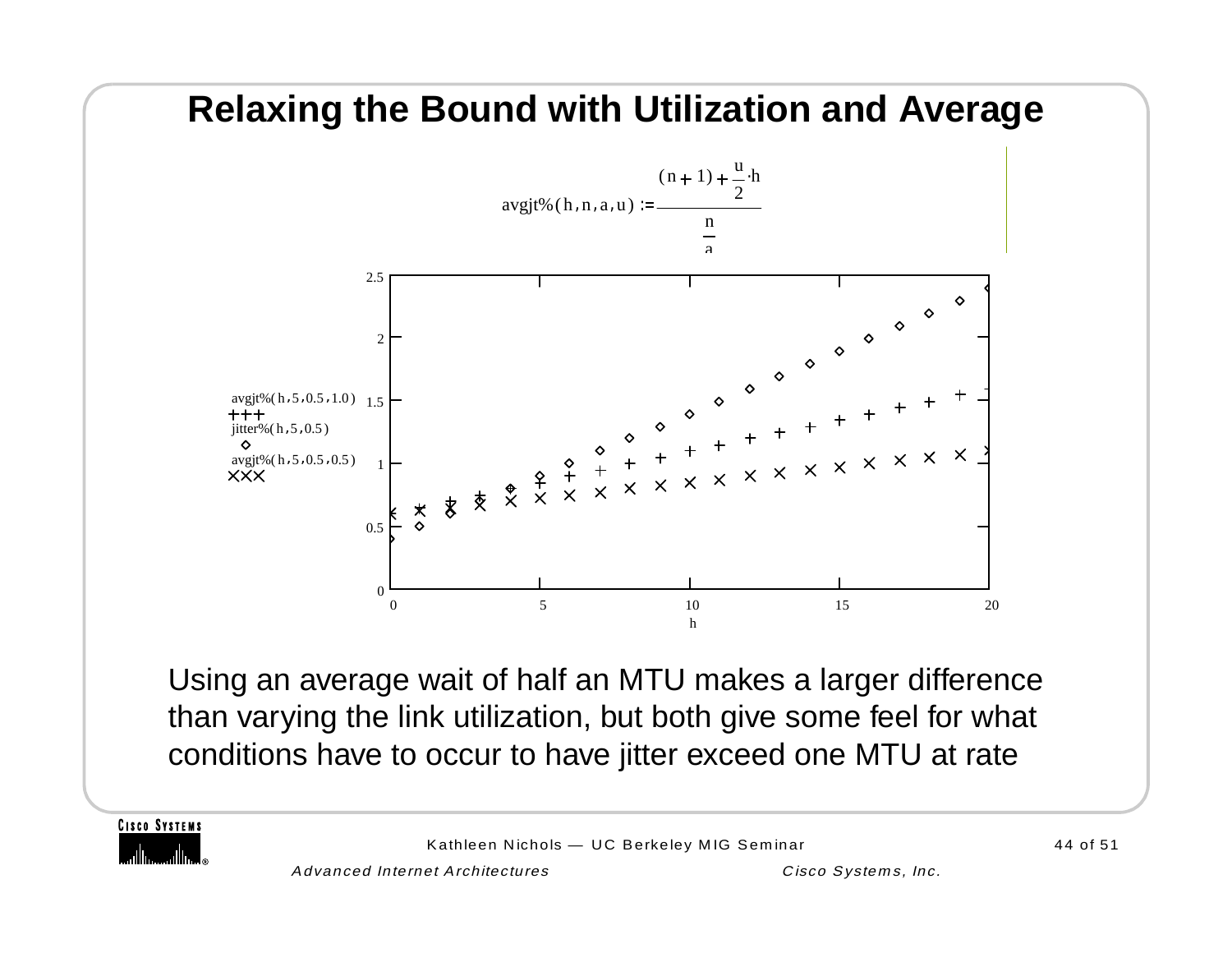# Relaxing the Bound with Utilization and Average

$$\text{avgjt\%}(h, n, a, u) := \frac{(n+1) + \frac{u}{2} \cdot h}{\frac{n}{a}}$$

avgjt%( h , 5 , 0.5 , 1.0 )
+++
jitter%( h , 5 , 0.5 )
◇
avgjt%( h , 5 , 0.5 , 0.5 )
×××

h

Using an average wait of half an MTU makes a larger difference than varying the link utilization, but both give some feel for what conditions have to occur to have jitter exceed one MTU at rate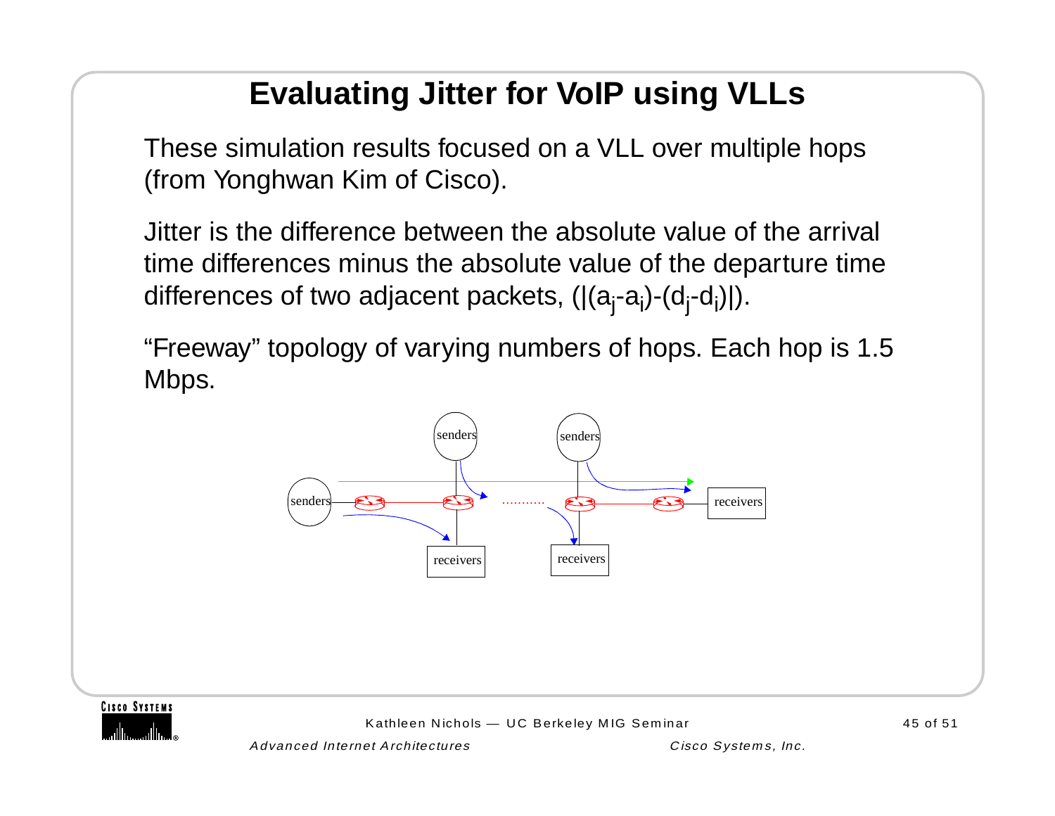# Evaluating Jitter for VoIP using VLLs

These simulation results focused on a VLL over multiple hops (from Yonghwan Kim of Cisco).

Jitter is the difference between the absolute value of the arrival time differences minus the absolute value of the departure time differences of two adjacent packets, $(|(a_j - a_i) - (d_j - d_i)|)$.

“Freeway” topology of varying numbers of hops. Each hop is 1.5 Mbps.

senders senders senders receivers receivers receivers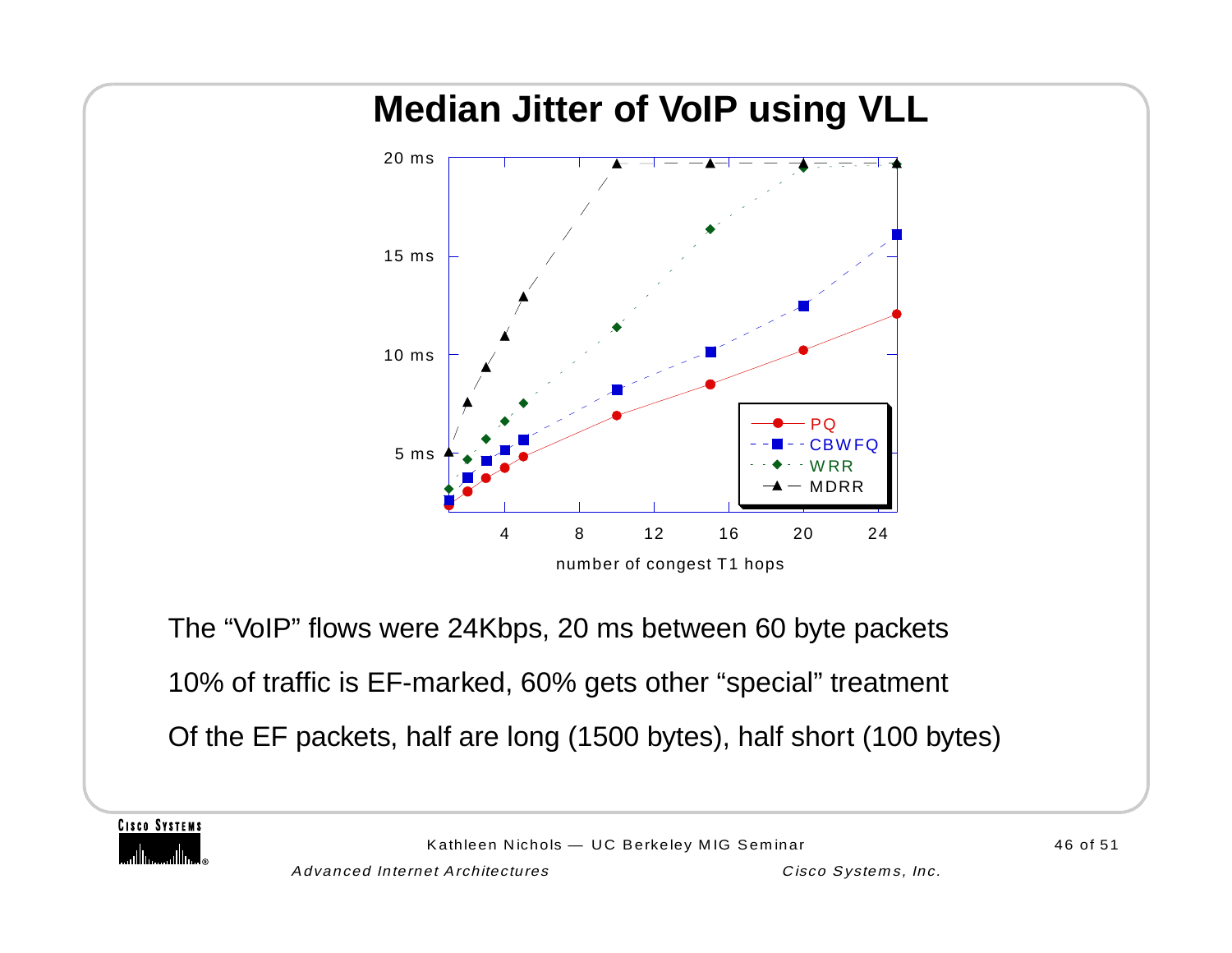# Median Jitter of VoIP using VLL

The “VoIP” flows were 24Kbps, 20 ms between 60 byte packets

10% of traffic is EF-marked, 60% gets other “special” treatment

Of the EF packets, half are long (1500 bytes), half short (100 bytes)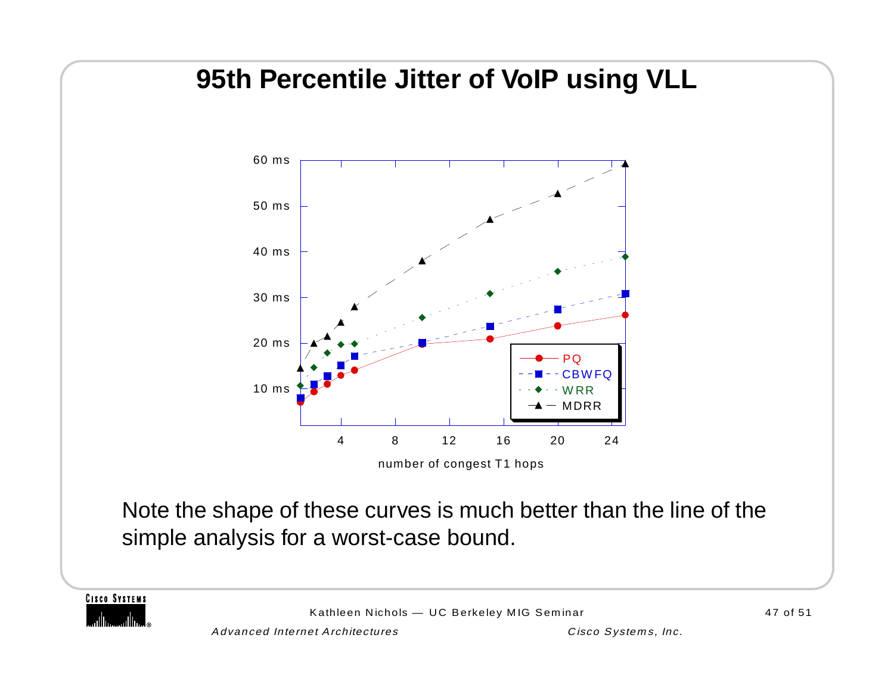# 95th Percentile Jitter of VoIP using VLL

Note the shape of these curves is much better than the line of the simple analysis for a worst-case bound.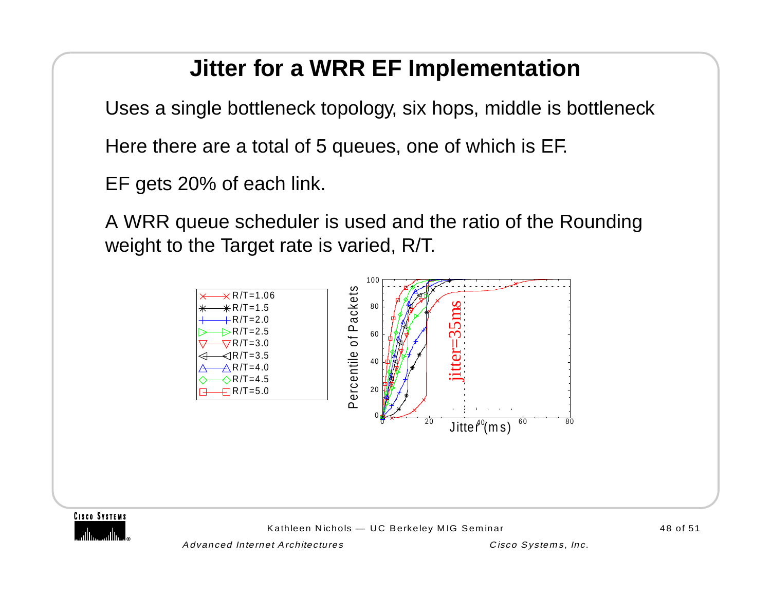# Jitter for a WRR EF Implementation

Uses a single bottleneck topology, six hops, middle is bottleneck

Here there are a total of 5 queues, one of which is EF.

EF gets 20% of each link.

A WRR queue scheduler is used and the ratio of the Rounding weight to the Target rate is varied, R/T.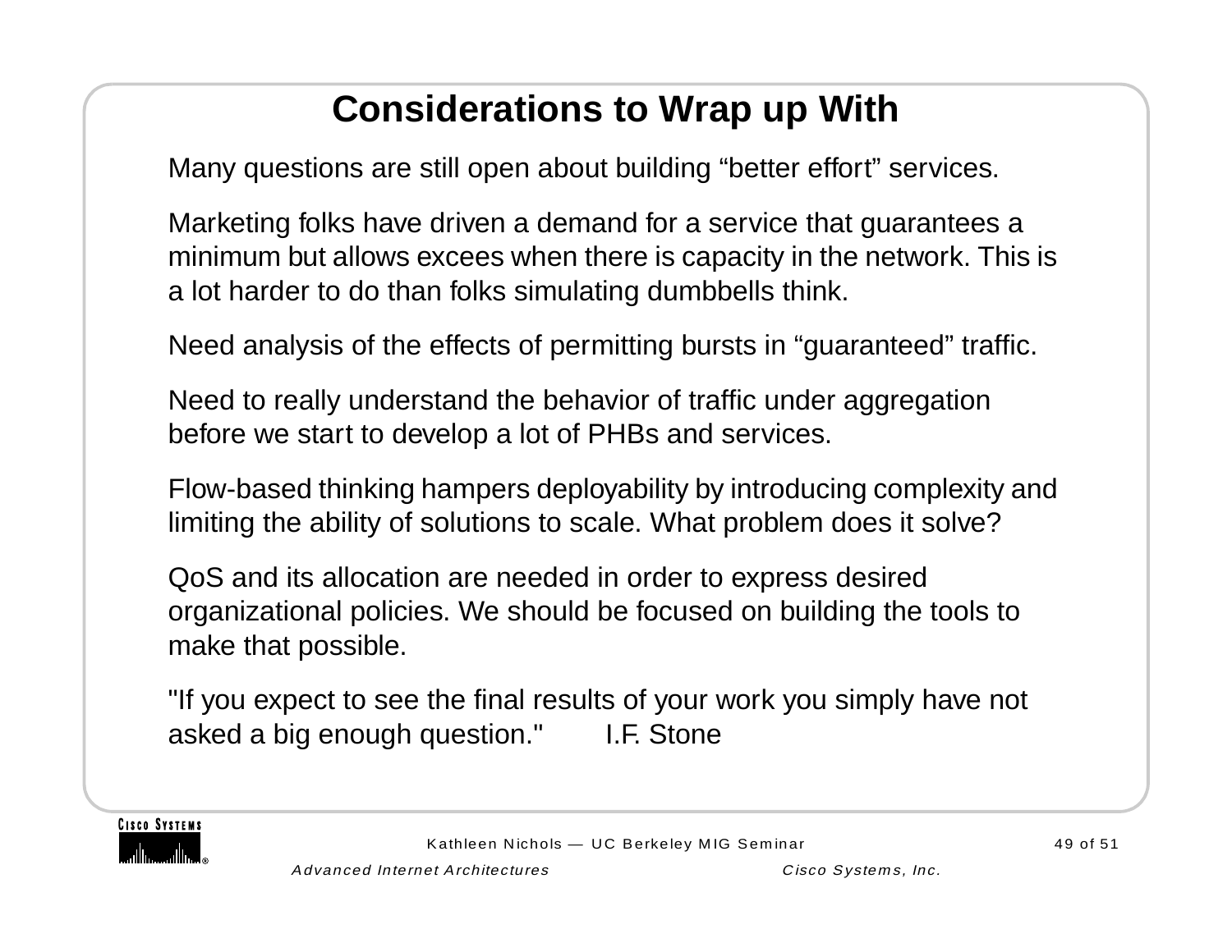# Considerations to Wrap up With

Many questions are still open about building “better effort” services.

Marketing folks have driven a demand for a service that guarantees a minimum but allows excees when there is capacity in the network. This is a lot harder to do than folks simulating dumbbells think.

Need analysis of the effects of permitting bursts in “guaranteed” traffic.

Need to really understand the behavior of traffic under aggregation before we start to develop a lot of PHBs and services.

Flow-based thinking hampers deployability by introducing complexity and limiting the ability of solutions to scale. What problem does it solve?

QoS and its allocation are needed in order to express desired organizational policies. We should be focused on building the tools to make that possible.

"If you expect to see the final results of your work you simply have not asked a big enough question."        I.F. Stone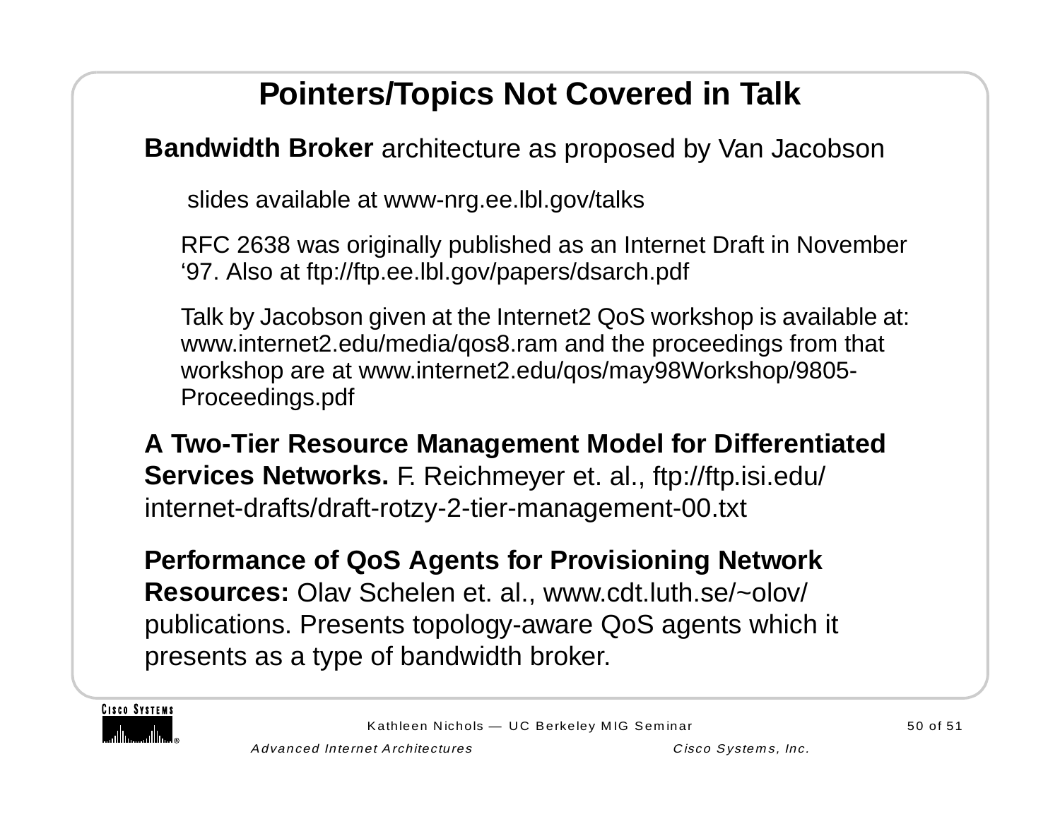# Pointers/Topics Not Covered in Talk

**Bandwidth Broker** architecture as proposed by Van Jacobson

slides available at www-nrg.ee.lbl.gov/talks

RFC 2638 was originally published as an Internet Draft in November '97. Also at ftp://ftp.ee.lbl.gov/papers/dsarch.pdf

Talk by Jacobson given at the Internet2 QoS workshop is available at: www.internet2.edu/media/qos8.ram and the proceedings from that workshop are at www.internet2.edu/qos/may98Workshop/9805-Proceedings.pdf

**A Two-Tier Resource Management Model for Differentiated Services Networks.** F. Reichmeyer et. al., ftp://ftp.isi.edu/internet-drafts/draft-rotzy-2-tier-management-00.txt

**Performance of QoS Agents for Provisioning Network Resources:** Olav Schelen et. al., www.cdt.luth.se/~olov/publications. Presents topology-aware QoS agents which it presents as a type of bandwidth broker.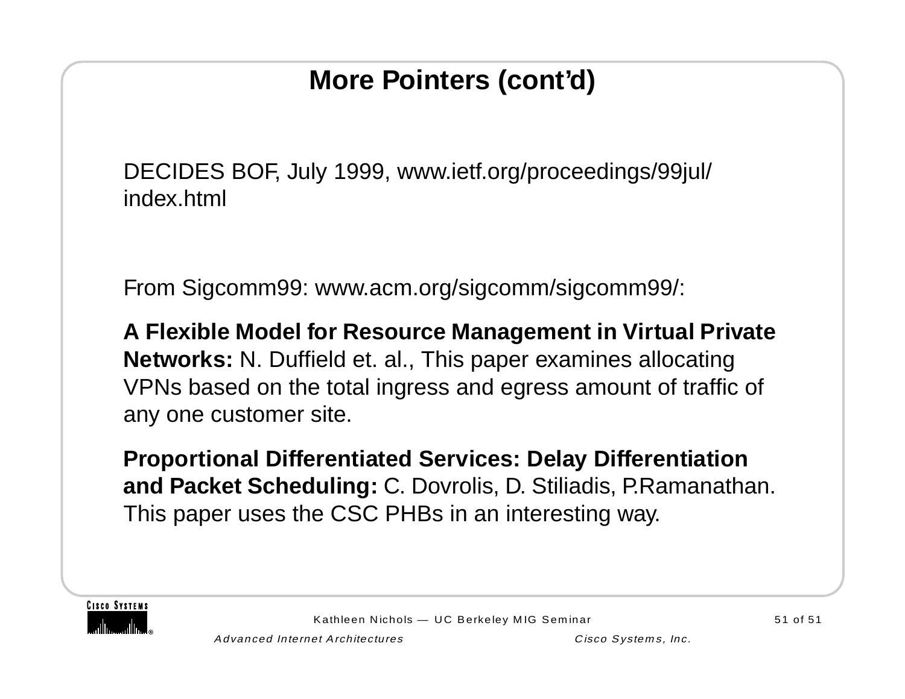# More Pointers (cont'd)

DECIDES BOF, July 1999, www.ietf.org/proceedings/99jul/index.html

From Sigcomm99: www.acm.org/sigcomm/sigcomm99/:

**A Flexible Model for Resource Management in Virtual Private Networks:** N. Duffield et. al., This paper examines allocating VPNs based on the total ingress and egress amount of traffic of any one customer site.

**Proportional Differentiated Services: Delay Differentiation and Packet Scheduling:** C. Dovrolis, D. Stiliadis, P.Ramanathan. This paper uses the CSC PHBs in an interesting way.